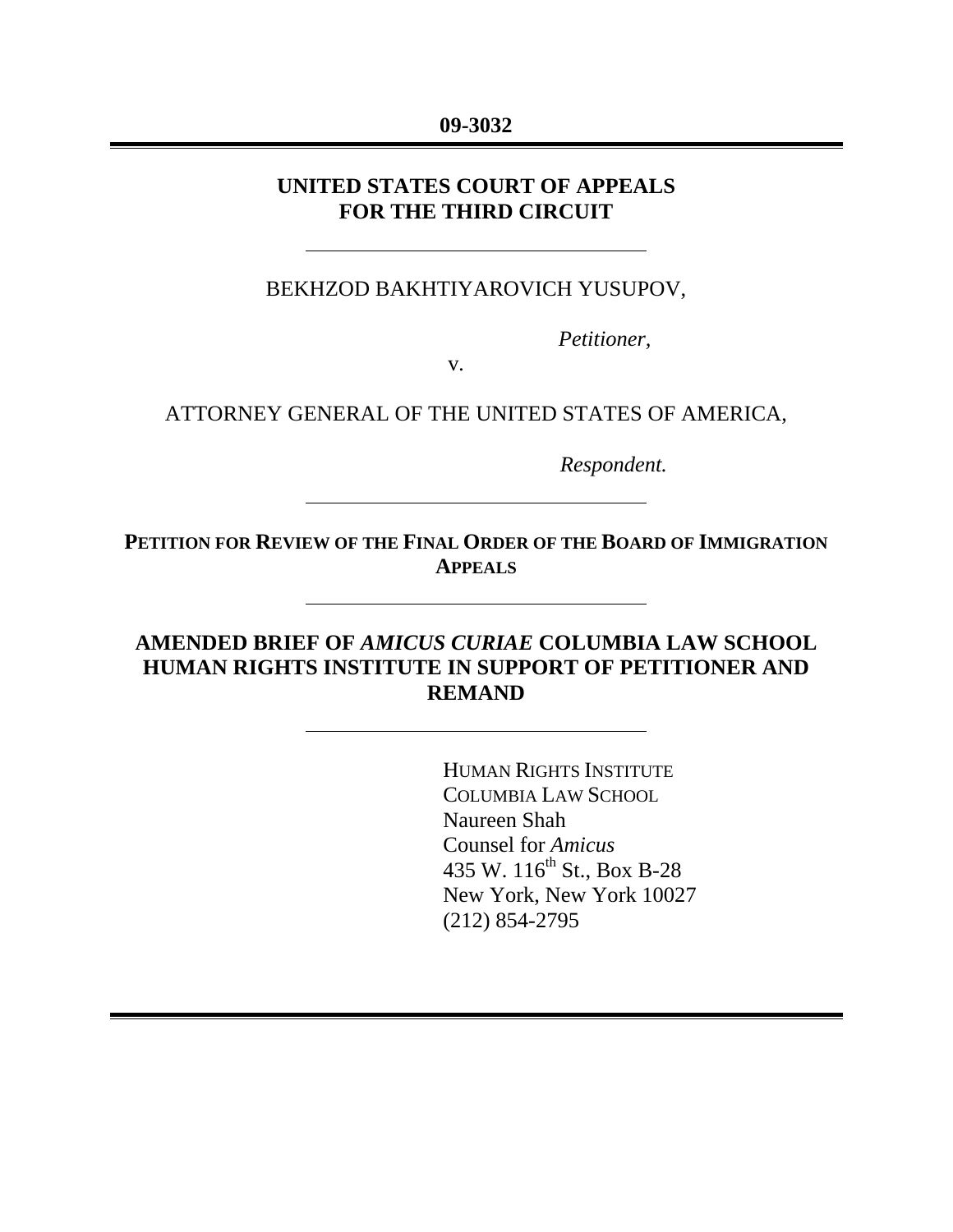**09-3032**

---

**UNITED STATES COURT OF APPEALS**
**FOR THE THIRD CIRCUIT**

---

BEKHZOD BAKHTIYAROVICH YUSUPOV,

*Petitioner,*

v.

ATTORNEY GENERAL OF THE UNITED STATES OF AMERICA,

*Respondent.*

---

**PETITION FOR REVIEW OF THE FINAL ORDER OF THE BOARD OF IMMIGRATION APPEALS**

---

**AMENDED BRIEF OF *AMICUS CURIAE* COLUMBIA LAW SCHOOL HUMAN RIGHTS INSTITUTE IN SUPPORT OF PETITIONER AND REMAND**

---

HUMAN RIGHTS INSTITUTE
COLUMBIA LAW SCHOOL
Naureen Shah
Counsel for *Amicus*
435 W. 116th St., Box B-28
New York, New York 10027
(212) 854-2795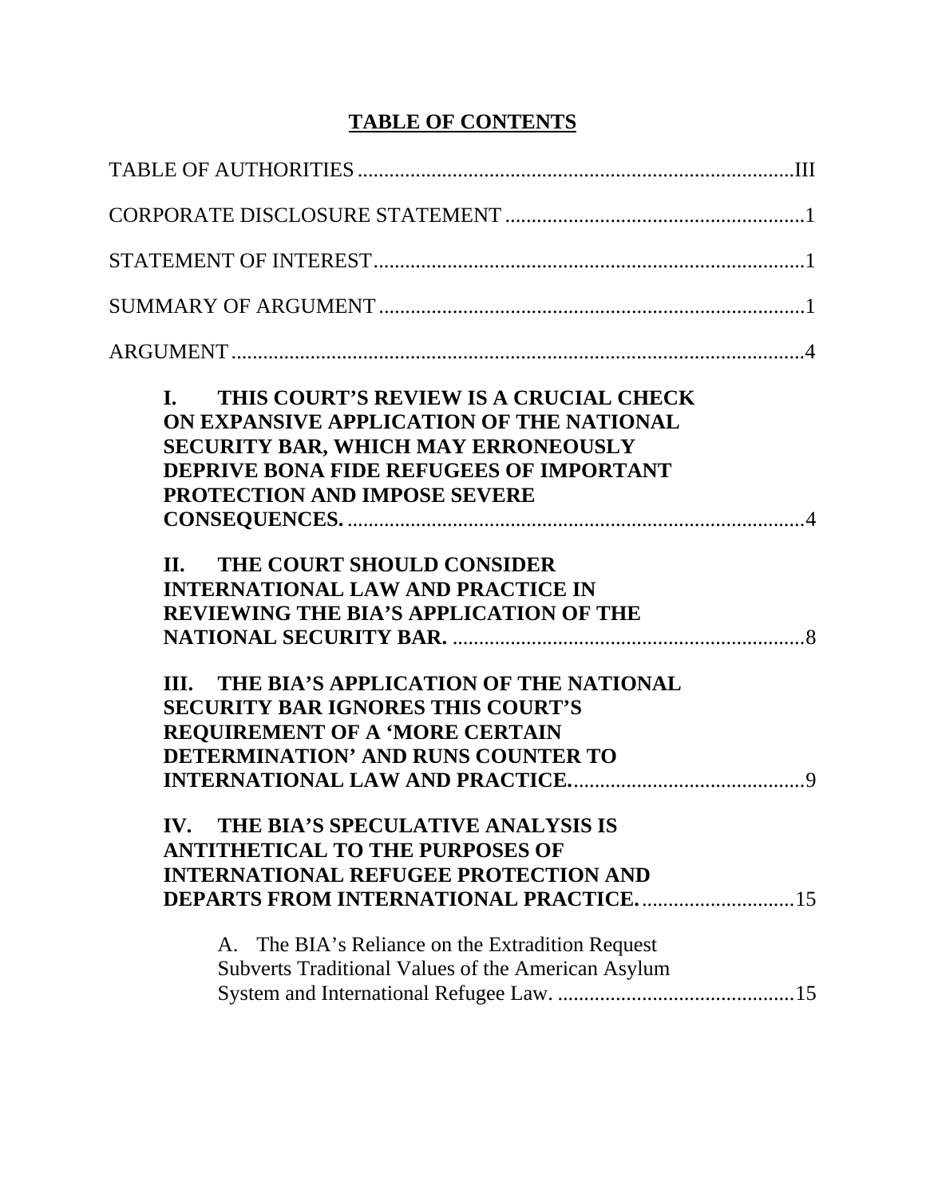# TABLE OF CONTENTS

TABLE OF AUTHORITIES .................................................................................III

CORPORATE DISCLOSURE STATEMENT .........................................................1

STATEMENT OF INTEREST..................................................................................1

SUMMARY OF ARGUMENT .................................................................................1

ARGUMENT.............................................................................................................4

**I. THIS COURT'S REVIEW IS A CRUCIAL CHECK ON EXPANSIVE APPLICATION OF THE NATIONAL SECURITY BAR, WHICH MAY ERRONEOUSLY DEPRIVE BONA FIDE REFUGEES OF IMPORTANT PROTECTION AND IMPOSE SEVERE CONSEQUENCES.** .......................................................................................4

**II. THE COURT SHOULD CONSIDER INTERNATIONAL LAW AND PRACTICE IN REVIEWING THE BIA'S APPLICATION OF THE NATIONAL SECURITY BAR.** ...................................................................8

**III. THE BIA'S APPLICATION OF THE NATIONAL SECURITY BAR IGNORES THIS COURT'S REQUIREMENT OF A 'MORE CERTAIN DETERMINATION' AND RUNS COUNTER TO INTERNATIONAL LAW AND PRACTICE.**............................................9

**IV. THE BIA'S SPECULATIVE ANALYSIS IS ANTITHETICAL TO THE PURPOSES OF INTERNATIONAL REFUGEE PROTECTION AND DEPARTS FROM INTERNATIONAL PRACTICE.**.............................15

A. The BIA's Reliance on the Extradition Request Subverts Traditional Values of the American Asylum System and International Refugee Law. .............................................15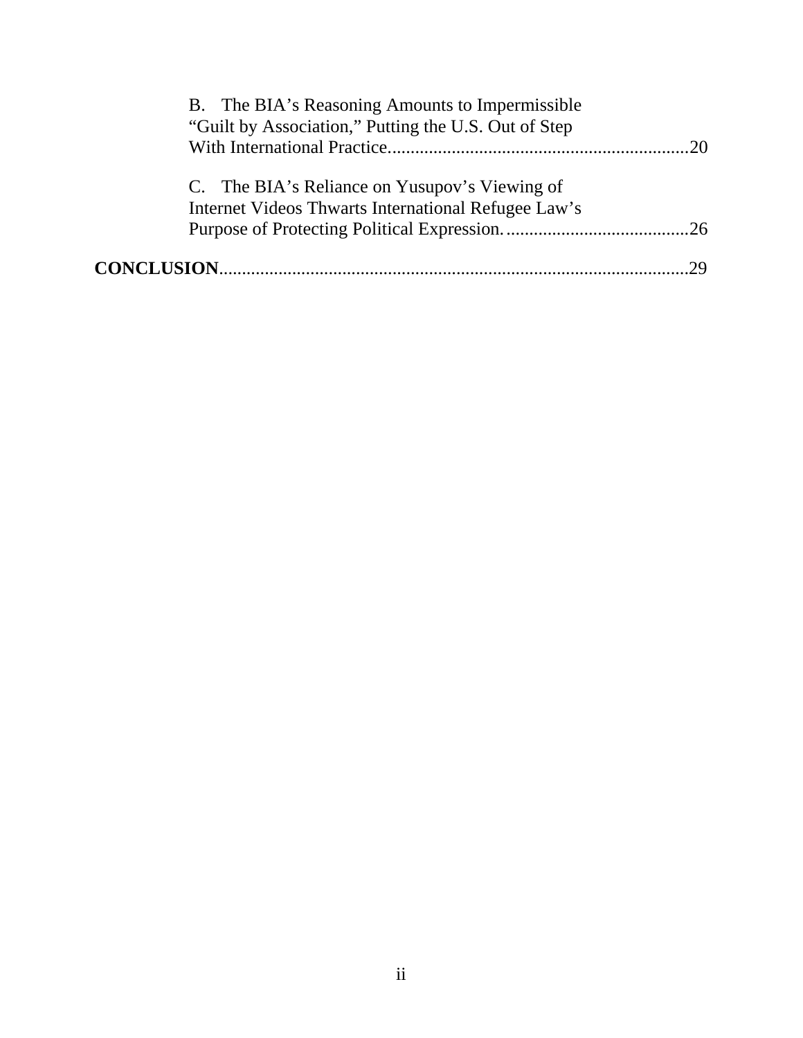B. The BIA's Reasoning Amounts to Impermissible "Guilt by Association," Putting the U.S. Out of Step With International Practice.................................................................20

C. The BIA's Reliance on Yusupov's Viewing of Internet Videos Thwarts International Refugee Law's Purpose of Protecting Political Expression.........................................26

**CONCLUSION**.....................................................................................................29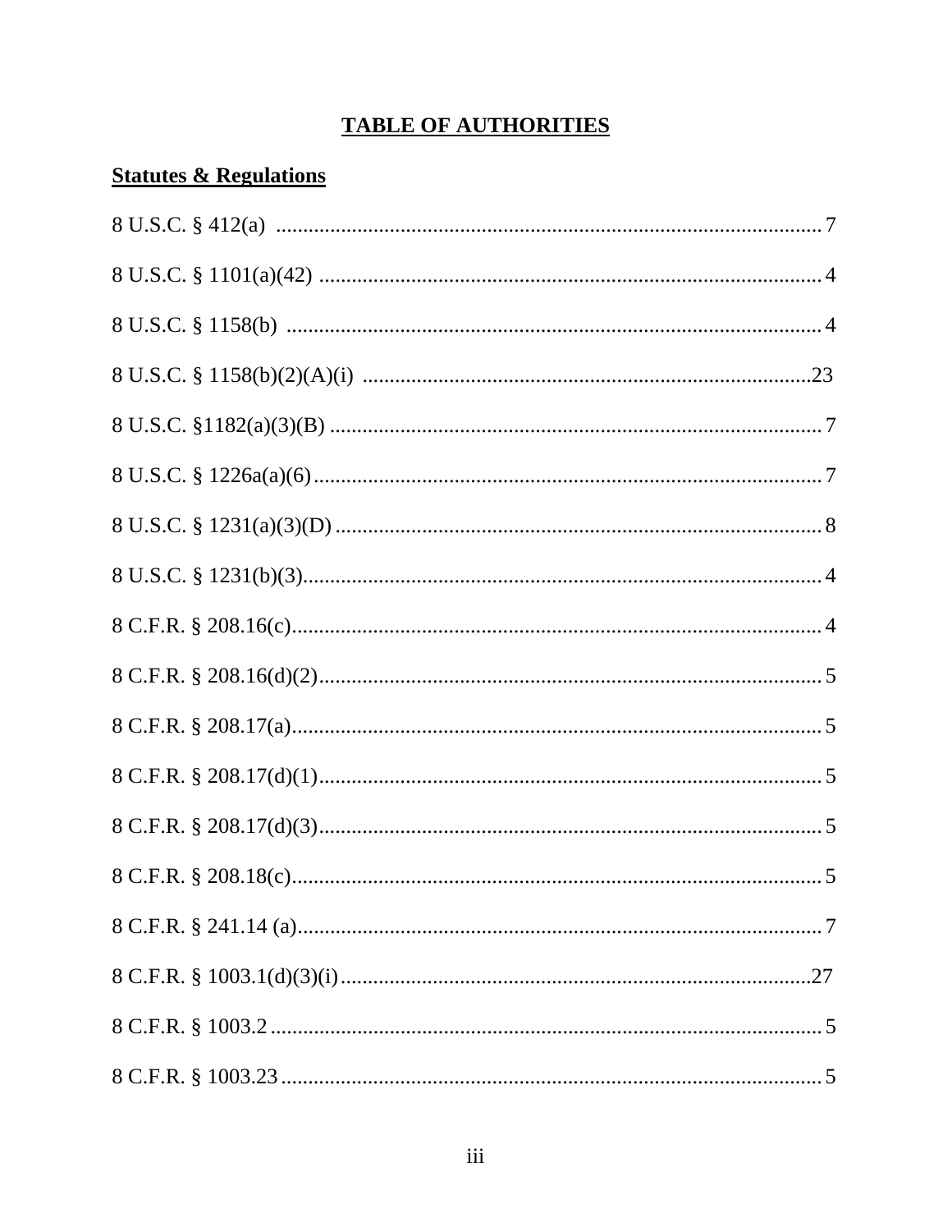# TABLE OF AUTHORITIES

## Statutes & Regulations

8 U.S.C. § 412(a) .................................................................................................... 7

8 U.S.C. § 1101(a)(42) ............................................................................................ 4

8 U.S.C. § 1158(b) .................................................................................................. 4

8 U.S.C. § 1158(b)(2)(A)(i) ...................................................................................23

8 U.S.C. §1182(a)(3)(B) .......................................................................................... 7

8 U.S.C. § 1226a(a)(6)............................................................................................. 7

8 U.S.C. § 1231(a)(3)(D) ......................................................................................... 8

8 U.S.C. § 1231(b)(3)............................................................................................... 4

8 C.F.R. § 208.16(c)................................................................................................. 4

8 C.F.R. § 208.16(d)(2)............................................................................................ 5

8 C.F.R. § 208.17(a)................................................................................................. 5

8 C.F.R. § 208.17(d)(1)............................................................................................ 5

8 C.F.R. § 208.17(d)(3)............................................................................................ 5

8 C.F.R. § 208.18(c)................................................................................................. 5

8 C.F.R. § 241.14 (a)................................................................................................ 7

8 C.F.R. § 1003.1(d)(3)(i).......................................................................................27

8 C.F.R. § 1003.2 ..................................................................................................... 5

8 C.F.R. § 1003.23 ................................................................................................... 5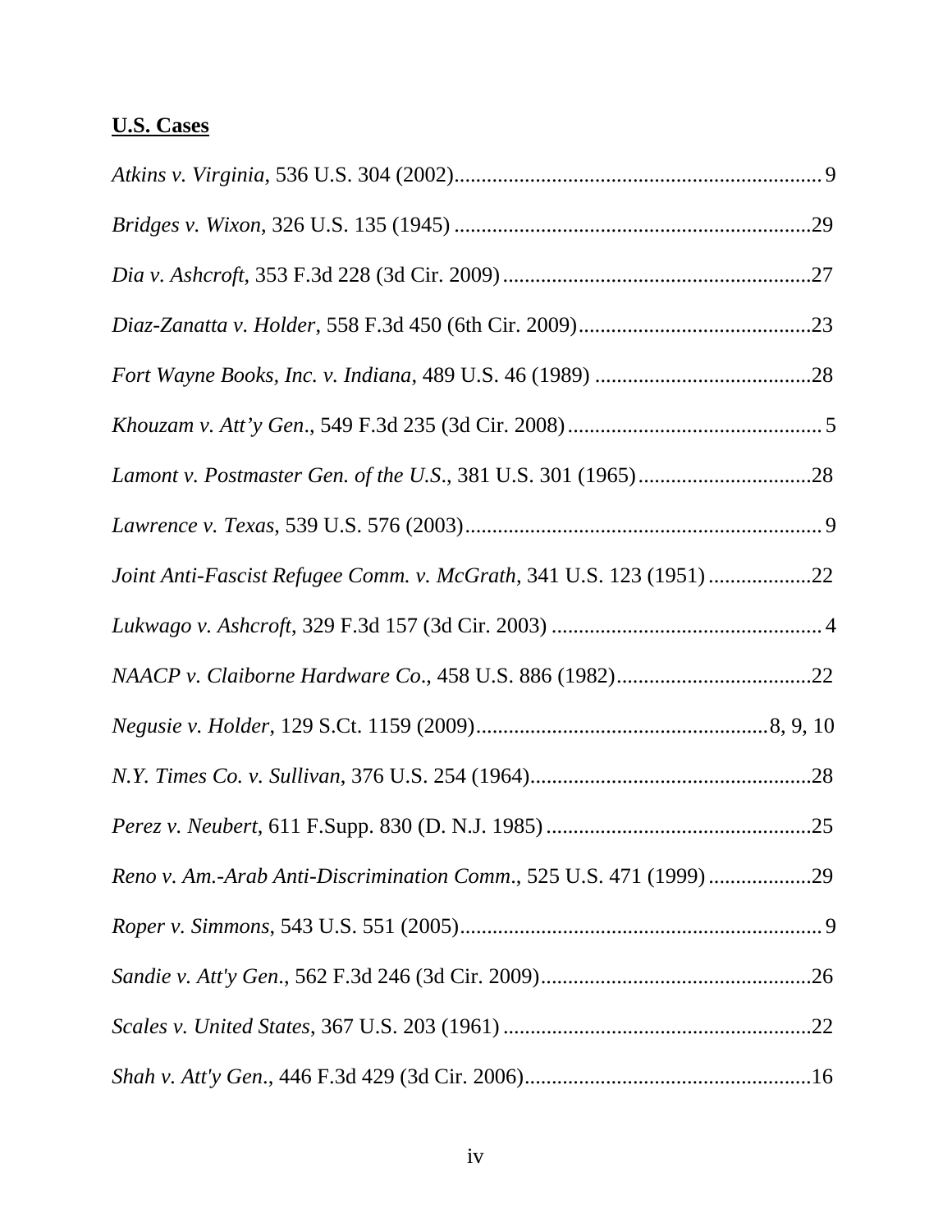**U.S. Cases**

*Atkins v. Virginia*, 536 U.S. 304 (2002)....................................................................9

*Bridges v. Wixon*, 326 U.S. 135 (1945) ..................................................................29

*Dia v. Ashcroft*, 353 F.3d 228 (3d Cir. 2009).........................................................27

*Diaz-Zanatta v. Holder*, 558 F.3d 450 (6th Cir. 2009)...........................................23

*Fort Wayne Books, Inc. v. Indiana*, 489 U.S. 46 (1989) ........................................28

*Khouzam v. Att'y Gen*., 549 F.3d 235 (3d Cir. 2008)...............................................5

*Lamont v. Postmaster Gen. of the U.S*., 381 U.S. 301 (1965)................................28

*Lawrence v. Texas*, 539 U.S. 576 (2003)..................................................................9

*Joint Anti-Fascist Refugee Comm. v. McGrath*, 341 U.S. 123 (1951)..................22

*Lukwago v. Ashcroft*, 329 F.3d 157 (3d Cir. 2003) ..................................................4

*NAACP v. Claiborne Hardware Co*., 458 U.S. 886 (1982)....................................22

*Negusie v. Holder*, 129 S.Ct. 1159 (2009).....................................................8, 9, 10

*N.Y. Times Co. v. Sullivan*, 376 U.S. 254 (1964)....................................................28

*Perez v. Neubert*, 611 F.Supp. 830 (D. N.J. 1985)..................................................25

*Reno v. Am.-Arab Anti-Discrimination Comm*., 525 U.S. 471 (1999)..................29

*Roper v. Simmons*, 543 U.S. 551 (2005)...................................................................9

*Sandie v. Att'y Gen.*, 562 F.3d 246 (3d Cir. 2009)..................................................26

*Scales v. United States*, 367 U.S. 203 (1961) .........................................................22

*Shah v. Att'y Gen*., 446 F.3d 429 (3d Cir. 2006).....................................................16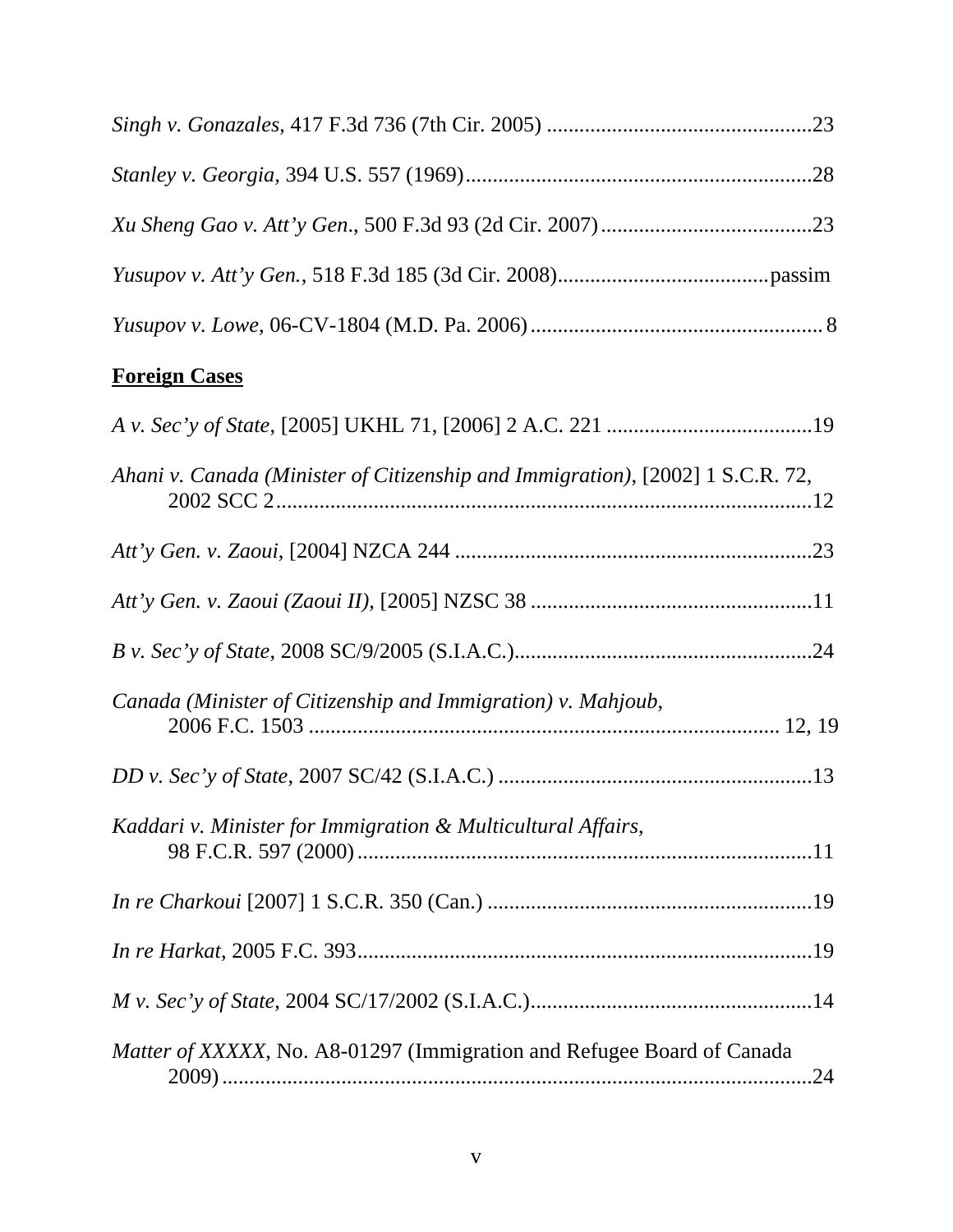*Singh v. Gonazales*, 417 F.3d 736 (7th Cir. 2005) .................................................23

*Stanley v. Georgia*, 394 U.S. 557 (1969)................................................................28

*Xu Sheng Gao v. Att'y Gen*., 500 F.3d 93 (2d Cir. 2007).......................................23

*Yusupov v. Att'y Gen.*, 518 F.3d 185 (3d Cir. 2008)......................................passim

*Yusupov v. Lowe*, 06-CV-1804 (M.D. Pa. 2006)..................................................... 8

**Foreign Cases**

*A v. Sec'y of State*, [2005] UKHL 71, [2006] 2 A.C. 221 ......................................19

*Ahani v. Canada (Minister of Citizenship and Immigration)*, [2002] 1 S.C.R. 72, 2002 SCC 2...................................................................................................12

*Att'y Gen. v. Zaoui*, [2004] NZCA 244 ..................................................................23

*Att'y Gen. v. Zaoui (Zaoui II)*, [2005] NZSC 38 ....................................................11

*B v. Sec'y of State*, 2008 SC/9/2005 (S.I.A.C.).......................................................24

*Canada (Minister of Citizenship and Immigration) v. Mahjoub*, 2006 F.C. 1503 ...................................................................................... 12, 19

*DD v. Sec'y of State*, 2007 SC/42 (S.I.A.C.) ..........................................................13

*Kaddari v. Minister for Immigration & Multicultural Affairs*, 98 F.C.R. 597 (2000)...................................................................................11

*In re Charkoui* [2007] 1 S.C.R. 350 (Can.) ............................................................19

*In re Harkat*, 2005 F.C. 393....................................................................................19

*M v. Sec'y of State*, 2004 SC/17/2002 (S.I.A.C.)....................................................14

*Matter of XXXXX*, No. A8-01297 (Immigration and Refugee Board of Canada 2009)............................................................................................................24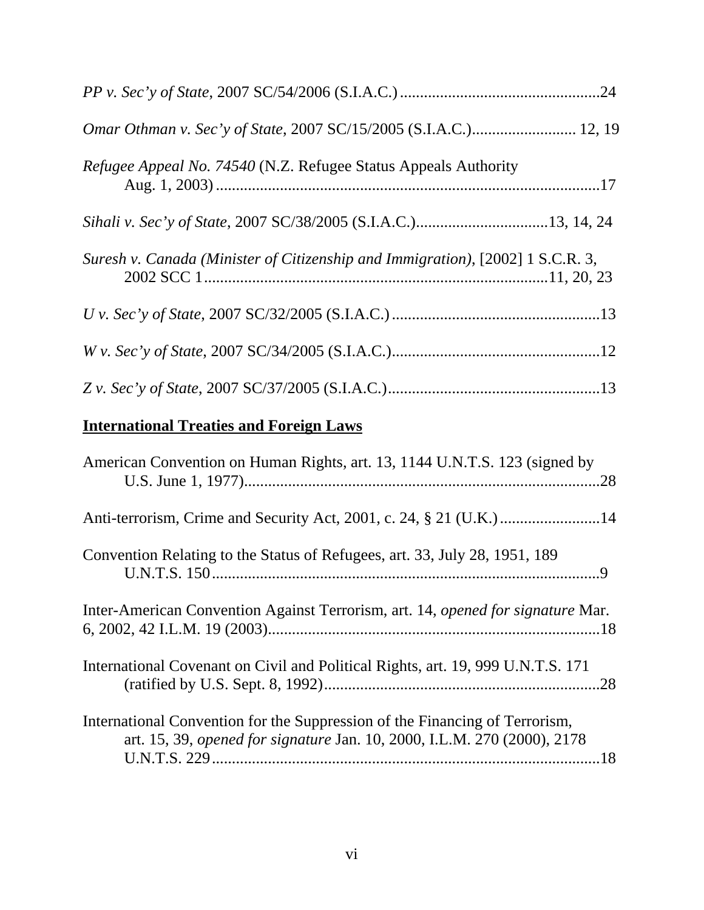*PP v. Sec'y of State*, 2007 SC/54/2006 (S.I.A.C.) ..................................................24

*Omar Othman v. Sec'y of State*, 2007 SC/15/2005 (S.I.A.C.).......................... 12, 19

*Refugee Appeal No. 74540* (N.Z. Refugee Status Appeals Authority Aug. 1, 2003) ..................................................................................................17

*Sihali v. Sec'y of State*, 2007 SC/38/2005 (S.I.A.C.).................................13, 14, 24

*Suresh v. Canada (Minister of Citizenship and Immigration)*, [2002] 1 S.C.R. 3, 2002 SCC 1......................................................................................11, 20, 23

*U v. Sec'y of State*, 2007 SC/32/2005 (S.I.A.C.) ....................................................13

*W v. Sec'y of State*, 2007 SC/34/2005 (S.I.A.C.)....................................................12

*Z v. Sec'y of State*, 2007 SC/37/2005 (S.I.A.C.).....................................................13

**International Treaties and Foreign Laws**

American Convention on Human Rights, art. 13, 1144 U.N.T.S. 123 (signed by U.S. June 1, 1977)..........................................................................................28

Anti-terrorism, Crime and Security Act, 2001, c. 24, § 21 (U.K.) .........................14

Convention Relating to the Status of Refugees, art. 33, July 28, 1951, 189 U.N.T.S. 150..................................................................................................9

Inter-American Convention Against Terrorism, art. 14, *opened for signature* Mar. 6, 2002, 42 I.L.M. 19 (2003)...................................................................................18

International Covenant on Civil and Political Rights, art. 19, 999 U.N.T.S. 171 (ratified by U.S. Sept. 8, 1992).....................................................................28

International Convention for the Suppression of the Financing of Terrorism, art. 15, 39, *opened for signature* Jan. 10, 2000, I.L.M. 270 (2000), 2178 U.N.T.S. 229..................................................................................................18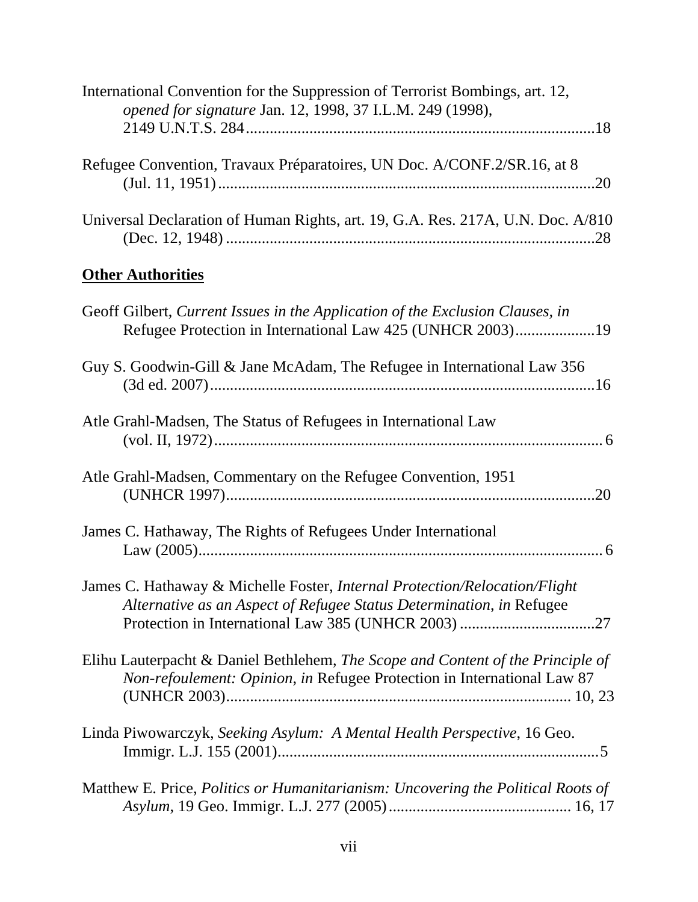International Convention for the Suppression of Terrorist Bombings, art. 12, *opened for signature* Jan. 12, 1998, 37 I.L.M. 249 (1998), 2149 U.N.T.S. 284........................................................................................18

Refugee Convention, Travaux Préparatoires, UN Doc. A/CONF.2/SR.16, at 8 (Jul. 11, 1951).............................................................................................20

Universal Declaration of Human Rights, art. 19, G.A. Res. 217A, U.N. Doc. A/810 (Dec. 12, 1948) ...........................................................................................28

**Other Authorities**

Geoff Gilbert, *Current Issues in the Application of the Exclusion Clauses, in* Refugee Protection in International Law 425 (UNHCR 2003)....................19

Guy S. Goodwin-Gill & Jane McAdam, The Refugee in International Law 356 (3d ed. 2007).................................................................................................16

Atle Grahl-Madsen, The Status of Refugees in International Law (vol. II, 1972)................................................................................................. 6

Atle Grahl-Madsen, Commentary on the Refugee Convention, 1951 (UNHCR 1997).............................................................................................20

James C. Hathaway, The Rights of Refugees Under International Law (2005)..................................................................................................... 6

James C. Hathaway & Michelle Foster, *Internal Protection/Relocation/Flight Alternative as an Aspect of Refugee Status Determination*, *in* Refugee Protection in International Law 385 (UNHCR 2003) ..................................27

Elihu Lauterpacht & Daniel Bethlehem, *The Scope and Content of the Principle of Non-refoulement: Opinion, in* Refugee Protection in International Law 87 (UNHCR 2003).................................................................................... 10, 23

Linda Piwowarczyk, *Seeking Asylum: A Mental Health Perspective*, 16 Geo. Immigr. L.J. 155 (2001)................................................................................5

Matthew E. Price, *Politics or Humanitarianism: Uncovering the Political Roots of Asylum*, 19 Geo. Immigr. L.J. 277 (2005).............................................. 16, 17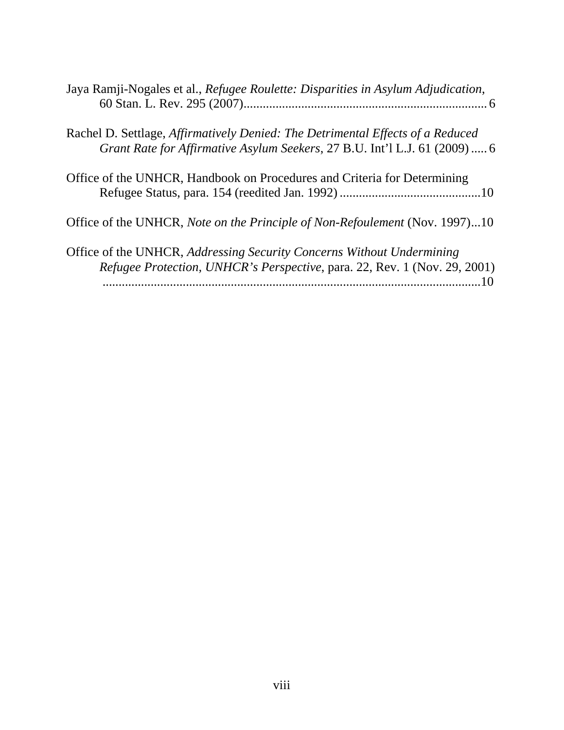Jaya Ramji-Nogales et al., *Refugee Roulette: Disparities in Asylum Adjudication*, 60 Stan. L. Rev. 295 (2007)........................................................................... 6

Rachel D. Settlage, *Affirmatively Denied: The Detrimental Effects of a Reduced Grant Rate for Affirmative Asylum Seekers*, 27 B.U. Int'l L.J. 61 (2009) ..... 6

Office of the UNHCR, Handbook on Procedures and Criteria for Determining Refugee Status, para. 154 (reedited Jan. 1992) ............................................10

Office of the UNHCR, *Note on the Principle of Non-Refoulement* (Nov. 1997)...10

Office of the UNHCR, *Addressing Security Concerns Without Undermining Refugee Protection, UNHCR's Perspective*, para. 22, Rev. 1 (Nov. 29, 2001) .........................................................................................................10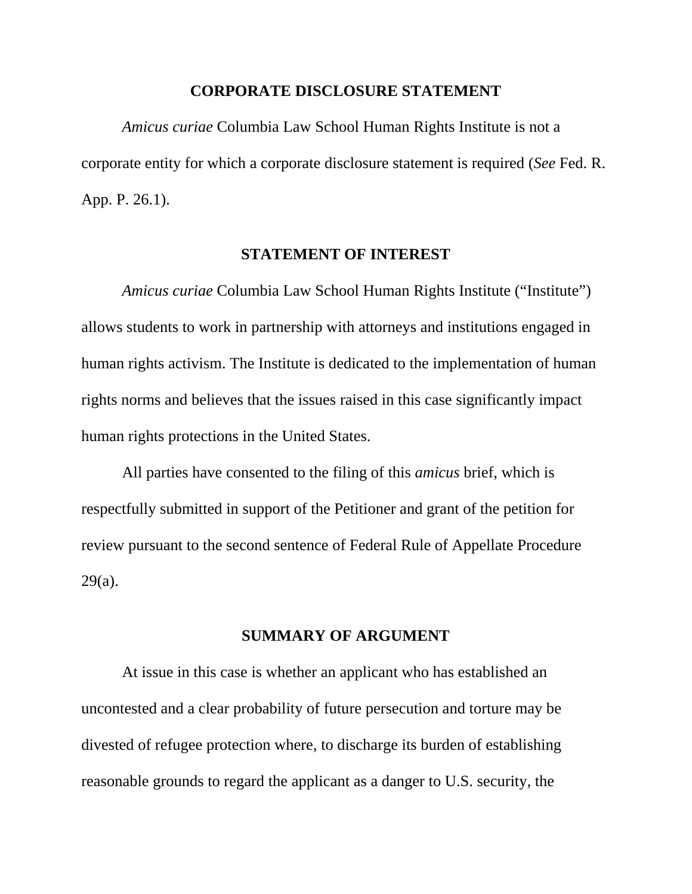## CORPORATE DISCLOSURE STATEMENT

*Amicus curiae* Columbia Law School Human Rights Institute is not a corporate entity for which a corporate disclosure statement is required (*See* Fed. R. App. P. 26.1).

## STATEMENT OF INTEREST

*Amicus curiae* Columbia Law School Human Rights Institute ("Institute") allows students to work in partnership with attorneys and institutions engaged in human rights activism. The Institute is dedicated to the implementation of human rights norms and believes that the issues raised in this case significantly impact human rights protections in the United States.

All parties have consented to the filing of this *amicus* brief, which is respectfully submitted in support of the Petitioner and grant of the petition for review pursuant to the second sentence of Federal Rule of Appellate Procedure 29(a).

## SUMMARY OF ARGUMENT

At issue in this case is whether an applicant who has established an uncontested and a clear probability of future persecution and torture may be divested of refugee protection where, to discharge its burden of establishing reasonable grounds to regard the applicant as a danger to U.S. security, the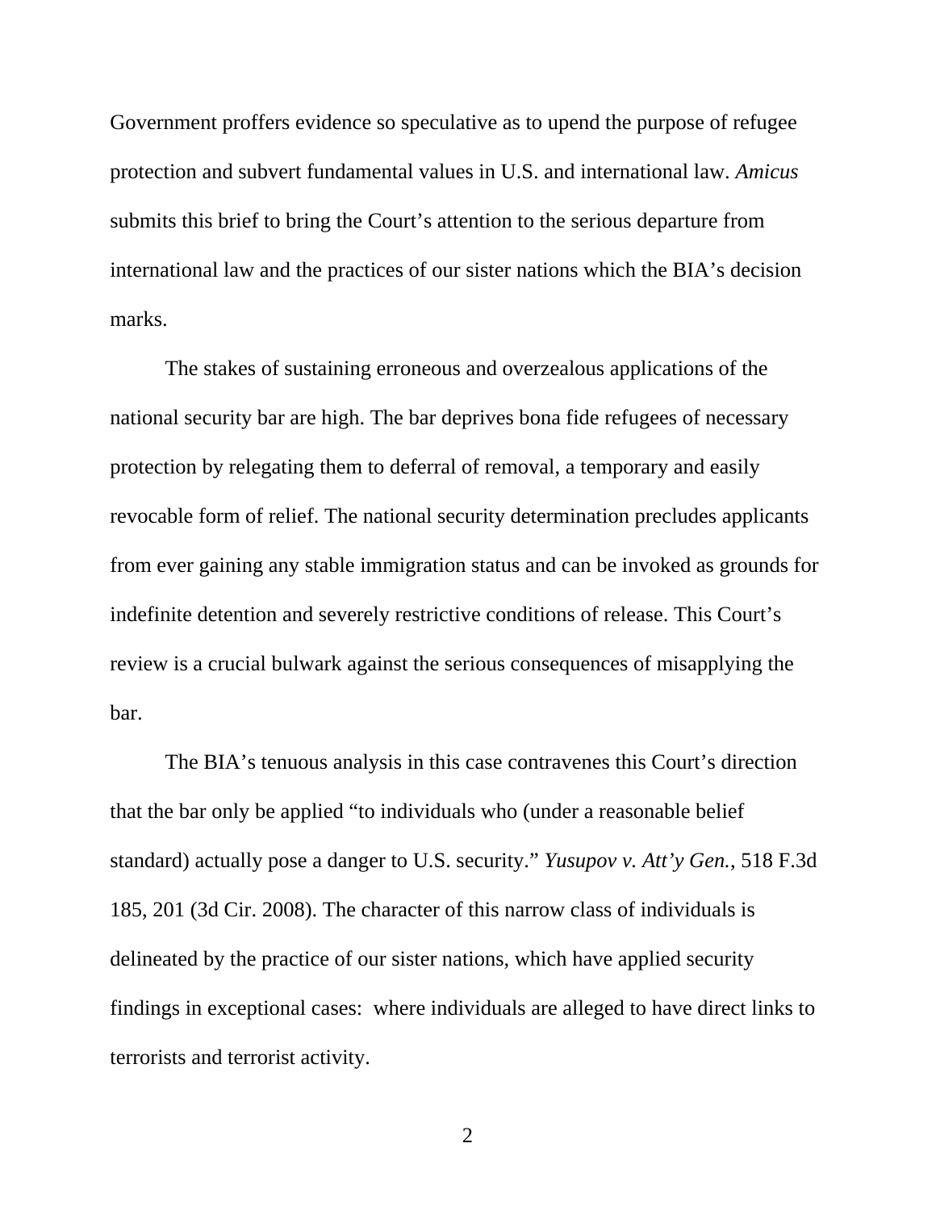Government proffers evidence so speculative as to upend the purpose of refugee protection and subvert fundamental values in U.S. and international law. *Amicus* submits this brief to bring the Court's attention to the serious departure from international law and the practices of our sister nations which the BIA's decision marks.

The stakes of sustaining erroneous and overzealous applications of the national security bar are high. The bar deprives bona fide refugees of necessary protection by relegating them to deferral of removal, a temporary and easily revocable form of relief. The national security determination precludes applicants from ever gaining any stable immigration status and can be invoked as grounds for indefinite detention and severely restrictive conditions of release. This Court's review is a crucial bulwark against the serious consequences of misapplying the bar.

The BIA's tenuous analysis in this case contravenes this Court's direction that the bar only be applied "to individuals who (under a reasonable belief standard) actually pose a danger to U.S. security." *Yusupov v. Att'y Gen.*, 518 F.3d 185, 201 (3d Cir. 2008). The character of this narrow class of individuals is delineated by the practice of our sister nations, which have applied security findings in exceptional cases: where individuals are alleged to have direct links to terrorists and terrorist activity.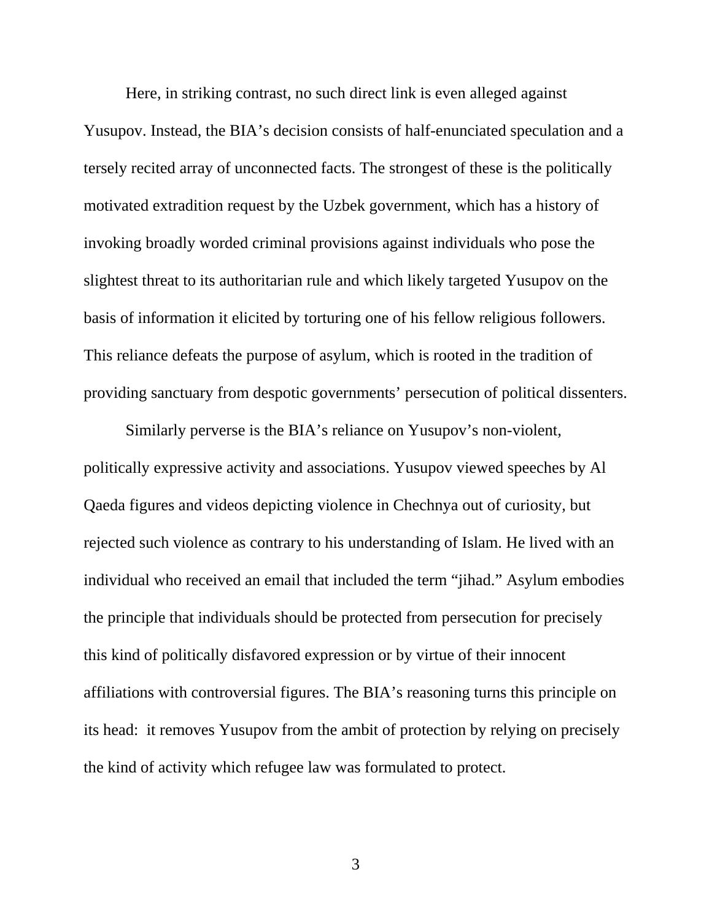Here, in striking contrast, no such direct link is even alleged against Yusupov. Instead, the BIA's decision consists of half-enunciated speculation and a tersely recited array of unconnected facts. The strongest of these is the politically motivated extradition request by the Uzbek government, which has a history of invoking broadly worded criminal provisions against individuals who pose the slightest threat to its authoritarian rule and which likely targeted Yusupov on the basis of information it elicited by torturing one of his fellow religious followers. This reliance defeats the purpose of asylum, which is rooted in the tradition of providing sanctuary from despotic governments' persecution of political dissenters.

Similarly perverse is the BIA's reliance on Yusupov's non-violent, politically expressive activity and associations. Yusupov viewed speeches by Al Qaeda figures and videos depicting violence in Chechnya out of curiosity, but rejected such violence as contrary to his understanding of Islam. He lived with an individual who received an email that included the term "jihad." Asylum embodies the principle that individuals should be protected from persecution for precisely this kind of politically disfavored expression or by virtue of their innocent affiliations with controversial figures. The BIA's reasoning turns this principle on its head: it removes Yusupov from the ambit of protection by relying on precisely the kind of activity which refugee law was formulated to protect.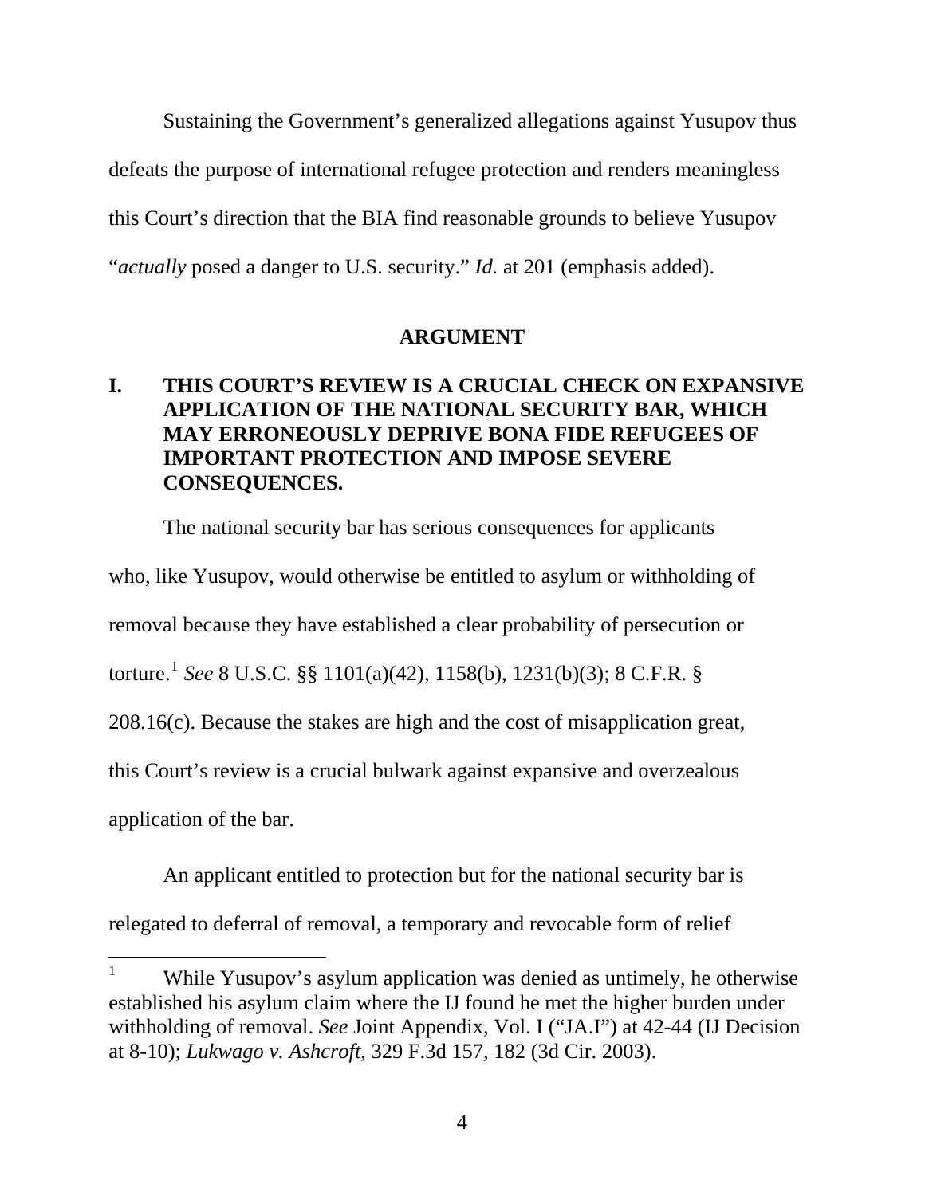Sustaining the Government's generalized allegations against Yusupov thus defeats the purpose of international refugee protection and renders meaningless this Court's direction that the BIA find reasonable grounds to believe Yusupov "*actually* posed a danger to U.S. security." *Id.* at 201 (emphasis added).

## ARGUMENT

### I. THIS COURT'S REVIEW IS A CRUCIAL CHECK ON EXPANSIVE APPLICATION OF THE NATIONAL SECURITY BAR, WHICH MAY ERRONEOUSLY DEPRIVE BONA FIDE REFUGEES OF IMPORTANT PROTECTION AND IMPOSE SEVERE CONSEQUENCES.

The national security bar has serious consequences for applicants who, like Yusupov, would otherwise be entitled to asylum or withholding of removal because they have established a clear probability of persecution or torture.[1] *See* 8 U.S.C. §§ 1101(a)(42), 1158(b), 1231(b)(3); 8 C.F.R. § 208.16(c). Because the stakes are high and the cost of misapplication great, this Court's review is a crucial bulwark against expansive and overzealous application of the bar.

An applicant entitled to protection but for the national security bar is relegated to deferral of removal, a temporary and revocable form of relief

---

[1] While Yusupov's asylum application was denied as untimely, he otherwise established his asylum claim where the IJ found he met the higher burden under withholding of removal. *See* Joint Appendix, Vol. I ("JA.I") at 42-44 (IJ Decision at 8-10); *Lukwago v. Ashcroft*, 329 F.3d 157, 182 (3d Cir. 2003).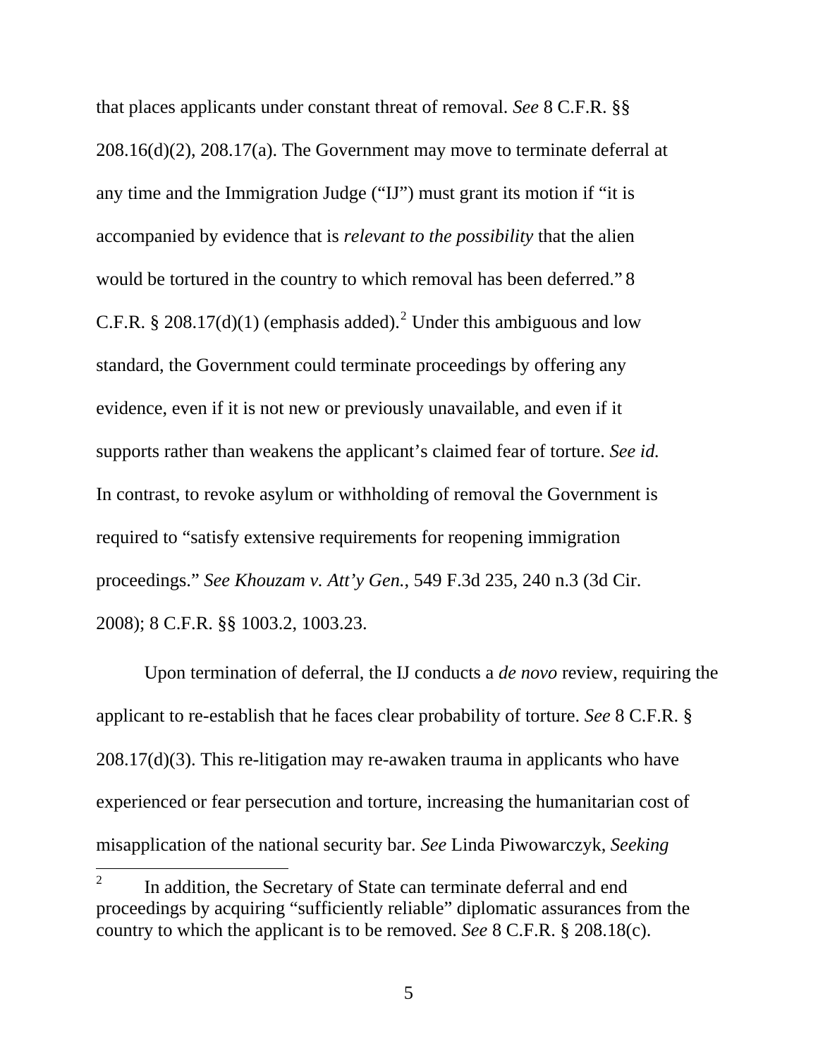that places applicants under constant threat of removal. *See* 8 C.F.R. §§ 208.16(d)(2), 208.17(a). The Government may move to terminate deferral at any time and the Immigration Judge ("IJ") must grant its motion if "it is accompanied by evidence that is *relevant to the possibility* that the alien would be tortured in the country to which removal has been deferred." 8 C.F.R. § 208.17(d)(1) (emphasis added).[2] Under this ambiguous and low standard, the Government could terminate proceedings by offering any evidence, even if it is not new or previously unavailable, and even if it supports rather than weakens the applicant's claimed fear of torture. *See id.* In contrast, to revoke asylum or withholding of removal the Government is required to "satisfy extensive requirements for reopening immigration proceedings." *See Khouzam v. Att'y Gen.*, 549 F.3d 235, 240 n.3 (3d Cir. 2008); 8 C.F.R. §§ 1003.2, 1003.23.

Upon termination of deferral, the IJ conducts a *de novo* review, requiring the applicant to re-establish that he faces clear probability of torture. *See* 8 C.F.R. § 208.17(d)(3). This re-litigation may re-awaken trauma in applicants who have experienced or fear persecution and torture, increasing the humanitarian cost of misapplication of the national security bar. *See* Linda Piwowarczyk, *Seeking*

---

[2] In addition, the Secretary of State can terminate deferral and end proceedings by acquiring "sufficiently reliable" diplomatic assurances from the country to which the applicant is to be removed. *See* 8 C.F.R. § 208.18(c).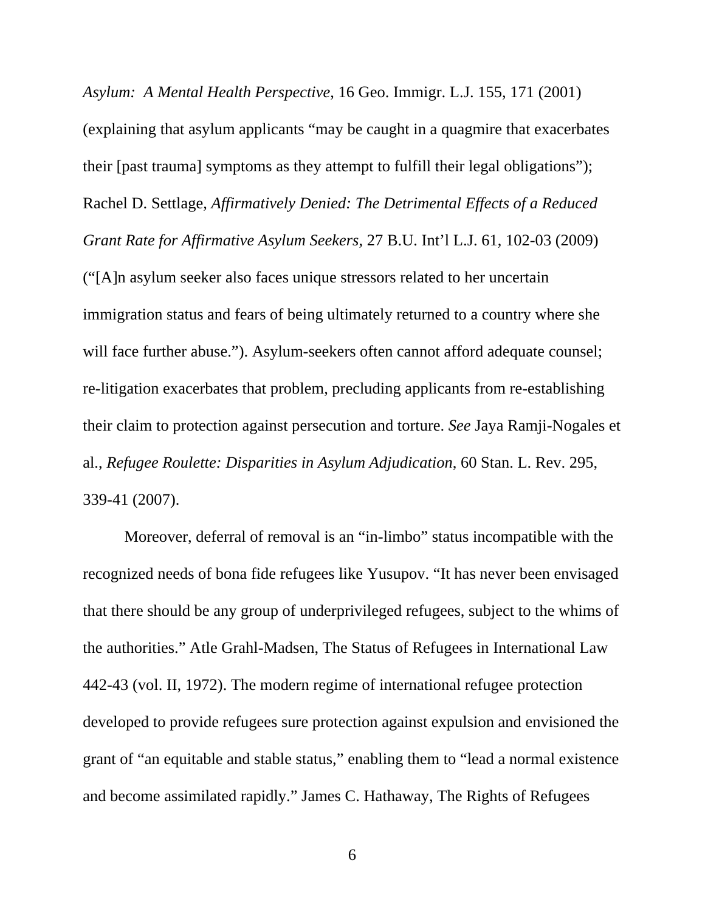*Asylum: A Mental Health Perspective*, 16 Geo. Immigr. L.J. 155, 171 (2001) (explaining that asylum applicants "may be caught in a quagmire that exacerbates their [past trauma] symptoms as they attempt to fulfill their legal obligations"); Rachel D. Settlage, *Affirmatively Denied: The Detrimental Effects of a Reduced Grant Rate for Affirmative Asylum Seekers*, 27 B.U. Int'l L.J. 61, 102-03 (2009) ("[A]n asylum seeker also faces unique stressors related to her uncertain immigration status and fears of being ultimately returned to a country where she will face further abuse."). Asylum-seekers often cannot afford adequate counsel; re-litigation exacerbates that problem, precluding applicants from re-establishing their claim to protection against persecution and torture. *See* Jaya Ramji-Nogales et al., *Refugee Roulette: Disparities in Asylum Adjudication*, 60 Stan. L. Rev. 295, 339-41 (2007).

Moreover, deferral of removal is an "in-limbo" status incompatible with the recognized needs of bona fide refugees like Yusupov. "It has never been envisaged that there should be any group of underprivileged refugees, subject to the whims of the authorities." Atle Grahl-Madsen, The Status of Refugees in International Law 442-43 (vol. II, 1972). The modern regime of international refugee protection developed to provide refugees sure protection against expulsion and envisioned the grant of "an equitable and stable status," enabling them to "lead a normal existence and become assimilated rapidly." James C. Hathaway, The Rights of Refugees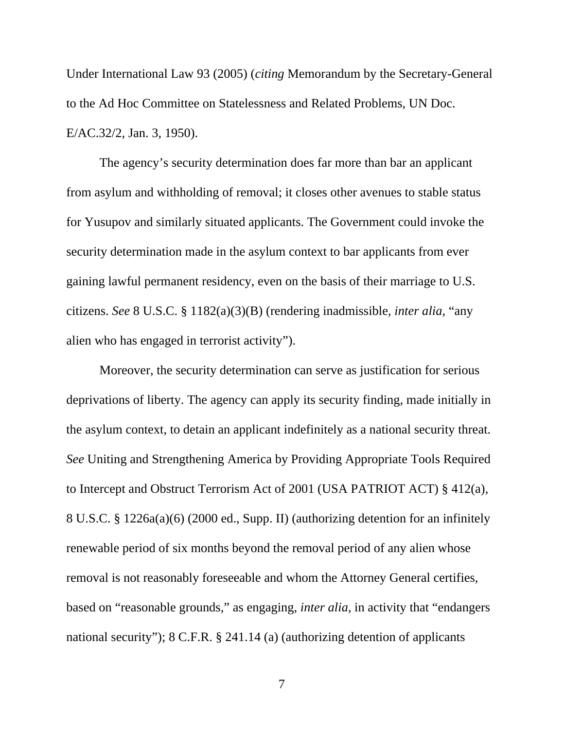Under International Law 93 (2005) (*citing* Memorandum by the Secretary-General to the Ad Hoc Committee on Statelessness and Related Problems, UN Doc. E/AC.32/2, Jan. 3, 1950).

The agency's security determination does far more than bar an applicant from asylum and withholding of removal; it closes other avenues to stable status for Yusupov and similarly situated applicants. The Government could invoke the security determination made in the asylum context to bar applicants from ever gaining lawful permanent residency, even on the basis of their marriage to U.S. citizens. *See* 8 U.S.C. § 1182(a)(3)(B) (rendering inadmissible, *inter alia*, "any alien who has engaged in terrorist activity").

Moreover, the security determination can serve as justification for serious deprivations of liberty. The agency can apply its security finding, made initially in the asylum context, to detain an applicant indefinitely as a national security threat. *See* Uniting and Strengthening America by Providing Appropriate Tools Required to Intercept and Obstruct Terrorism Act of 2001 (USA PATRIOT ACT) § 412(a), 8 U.S.C. § 1226a(a)(6) (2000 ed., Supp. II) (authorizing detention for an infinitely renewable period of six months beyond the removal period of any alien whose removal is not reasonably foreseeable and whom the Attorney General certifies, based on "reasonable grounds," as engaging, *inter alia*, in activity that "endangers national security"); 8 C.F.R. § 241.14 (a) (authorizing detention of applicants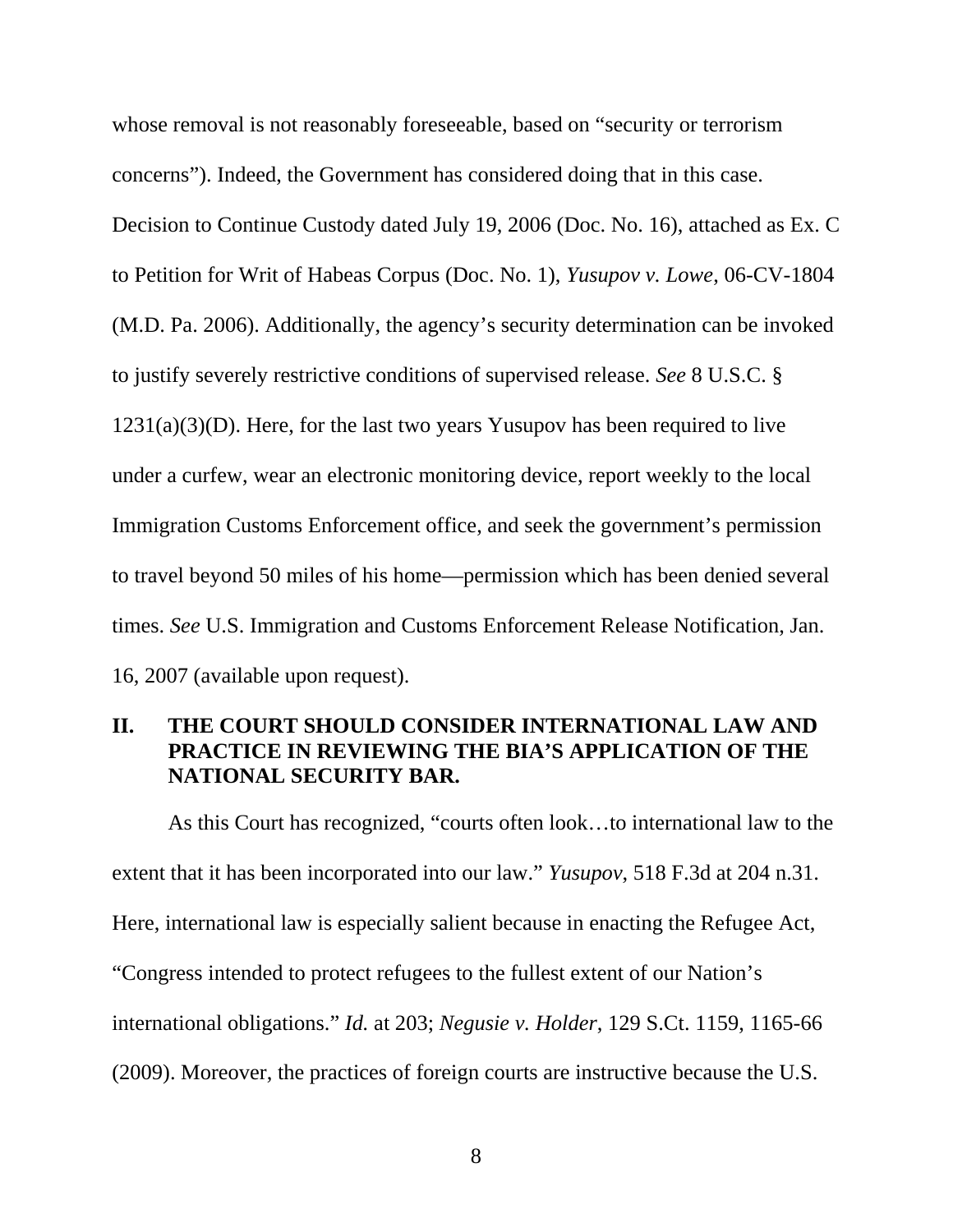whose removal is not reasonably foreseeable, based on "security or terrorism concerns"). Indeed, the Government has considered doing that in this case. Decision to Continue Custody dated July 19, 2006 (Doc. No. 16), attached as Ex. C to Petition for Writ of Habeas Corpus (Doc. No. 1), *Yusupov v. Lowe*, 06-CV-1804 (M.D. Pa. 2006). Additionally, the agency's security determination can be invoked to justify severely restrictive conditions of supervised release. *See* 8 U.S.C. § 1231(a)(3)(D). Here, for the last two years Yusupov has been required to live under a curfew, wear an electronic monitoring device, report weekly to the local Immigration Customs Enforcement office, and seek the government's permission to travel beyond 50 miles of his home—permission which has been denied several times. *See* U.S. Immigration and Customs Enforcement Release Notification, Jan. 16, 2007 (available upon request).

## II. THE COURT SHOULD CONSIDER INTERNATIONAL LAW AND PRACTICE IN REVIEWING THE BIA'S APPLICATION OF THE NATIONAL SECURITY BAR.

As this Court has recognized, "courts often look…to international law to the extent that it has been incorporated into our law." *Yusupov*, 518 F.3d at 204 n.31. Here, international law is especially salient because in enacting the Refugee Act, "Congress intended to protect refugees to the fullest extent of our Nation's international obligations." *Id.* at 203; *Negusie v. Holder*, 129 S.Ct. 1159, 1165-66 (2009). Moreover, the practices of foreign courts are instructive because the U.S.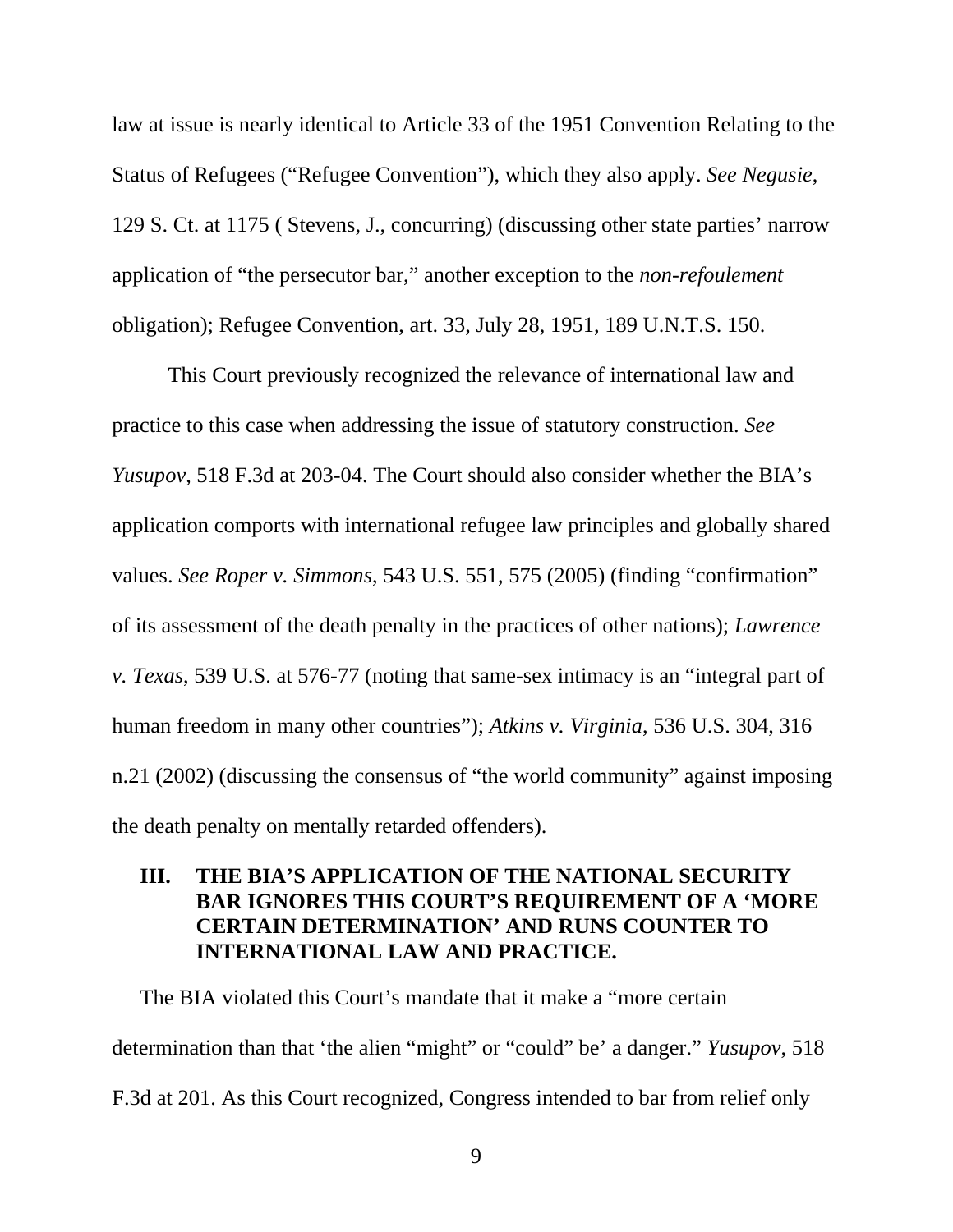law at issue is nearly identical to Article 33 of the 1951 Convention Relating to the Status of Refugees ("Refugee Convention"), which they also apply. *See Negusie*, 129 S. Ct. at 1175 ( Stevens, J., concurring) (discussing other state parties' narrow application of "the persecutor bar," another exception to the *non-refoulement* obligation); Refugee Convention, art. 33, July 28, 1951, 189 U.N.T.S. 150.

This Court previously recognized the relevance of international law and practice to this case when addressing the issue of statutory construction. *See Yusupov*, 518 F.3d at 203-04. The Court should also consider whether the BIA's application comports with international refugee law principles and globally shared values. *See Roper v. Simmons*, 543 U.S. 551, 575 (2005) (finding "confirmation" of its assessment of the death penalty in the practices of other nations); *Lawrence v. Texas*, 539 U.S. at 576-77 (noting that same-sex intimacy is an "integral part of human freedom in many other countries"); *Atkins v. Virginia*, 536 U.S. 304, 316 n.21 (2002) (discussing the consensus of "the world community" against imposing the death penalty on mentally retarded offenders).

## III. THE BIA'S APPLICATION OF THE NATIONAL SECURITY BAR IGNORES THIS COURT'S REQUIREMENT OF A 'MORE CERTAIN DETERMINATION' AND RUNS COUNTER TO INTERNATIONAL LAW AND PRACTICE.

The BIA violated this Court's mandate that it make a "more certain determination than that 'the alien "might" or "could" be' a danger." *Yusupov*, 518 F.3d at 201. As this Court recognized, Congress intended to bar from relief only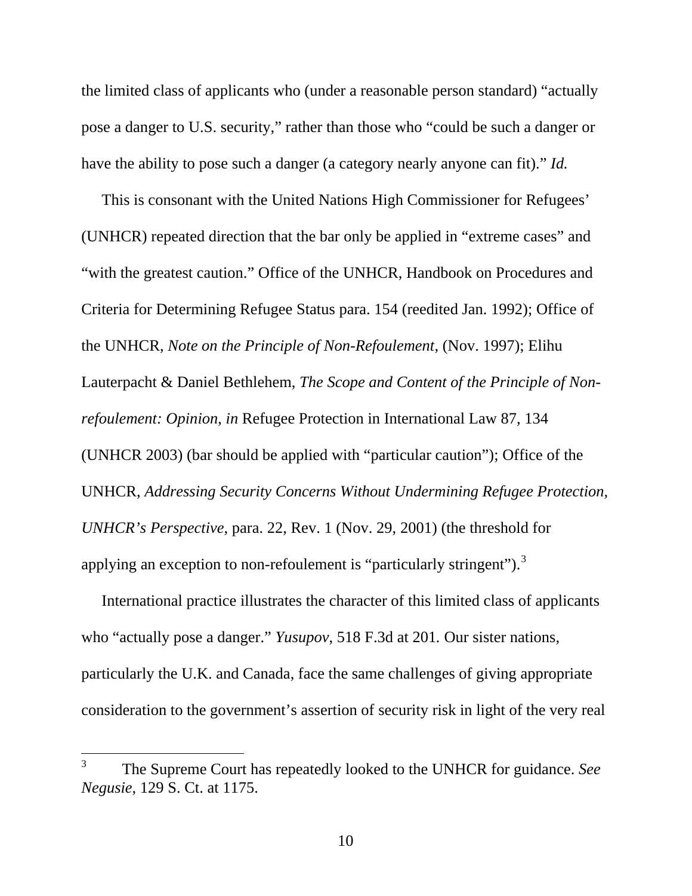the limited class of applicants who (under a reasonable person standard) "actually pose a danger to U.S. security," rather than those who "could be such a danger or have the ability to pose such a danger (a category nearly anyone can fit)." *Id.*

This is consonant with the United Nations High Commissioner for Refugees' (UNHCR) repeated direction that the bar only be applied in "extreme cases" and "with the greatest caution." Office of the UNHCR, Handbook on Procedures and Criteria for Determining Refugee Status para. 154 (reedited Jan. 1992); Office of the UNHCR, *Note on the Principle of Non-Refoulement*, (Nov. 1997); Elihu Lauterpacht & Daniel Bethlehem, *The Scope and Content of the Principle of Non-refoulement: Opinion*, *in* Refugee Protection in International Law 87, 134 (UNHCR 2003) (bar should be applied with "particular caution"); Office of the UNHCR, *Addressing Security Concerns Without Undermining Refugee Protection, UNHCR's Perspective*, para. 22, Rev. 1 (Nov. 29, 2001) (the threshold for applying an exception to non-refoulement is "particularly stringent").[3]

International practice illustrates the character of this limited class of applicants who "actually pose a danger." *Yusupov*, 518 F.3d at 201. Our sister nations, particularly the U.K. and Canada, face the same challenges of giving appropriate consideration to the government's assertion of security risk in light of the very real

[3] The Supreme Court has repeatedly looked to the UNHCR for guidance. *See Negusie*, 129 S. Ct. at 1175.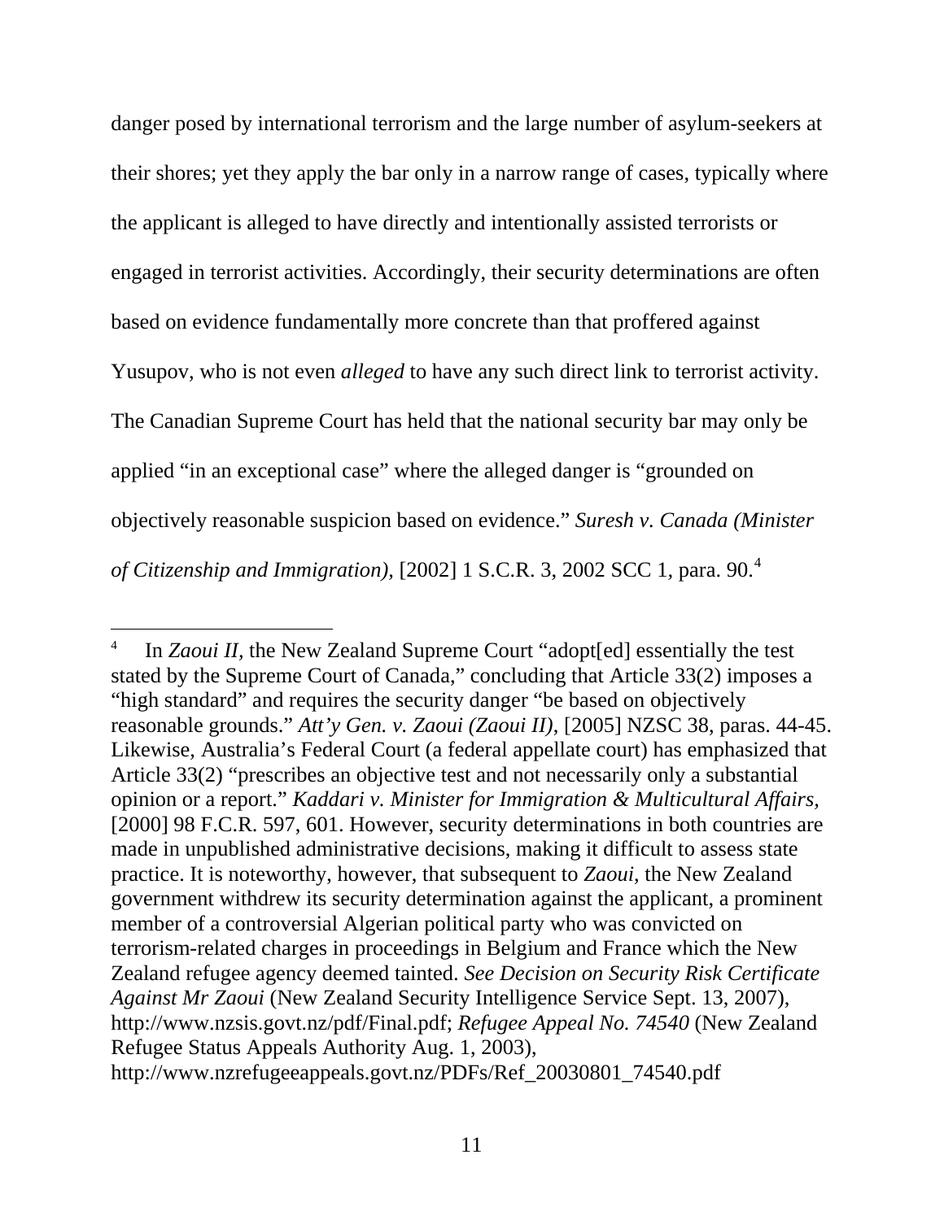danger posed by international terrorism and the large number of asylum-seekers at their shores; yet they apply the bar only in a narrow range of cases, typically where the applicant is alleged to have directly and intentionally assisted terrorists or engaged in terrorist activities. Accordingly, their security determinations are often based on evidence fundamentally more concrete than that proffered against Yusupov, who is not even *alleged* to have any such direct link to terrorist activity. The Canadian Supreme Court has held that the national security bar may only be applied "in an exceptional case" where the alleged danger is "grounded on objectively reasonable suspicion based on evidence." *Suresh v. Canada (Minister of Citizenship and Immigration),* [2002] 1 S.C.R. 3, 2002 SCC 1, para. 90.[4]

---

[4] In *Zaoui II*, the New Zealand Supreme Court "adopt[ed] essentially the test stated by the Supreme Court of Canada," concluding that Article 33(2) imposes a "high standard" and requires the security danger "be based on objectively reasonable grounds." *Att'y Gen. v. Zaoui (Zaoui II),* [2005] NZSC 38, paras. 44-45. Likewise, Australia's Federal Court (a federal appellate court) has emphasized that Article 33(2) "prescribes an objective test and not necessarily only a substantial opinion or a report." *Kaddari v. Minister for Immigration & Multicultural Affairs,* [2000] 98 F.C.R. 597, 601. However, security determinations in both countries are made in unpublished administrative decisions, making it difficult to assess state practice. It is noteworthy, however, that subsequent to *Zaoui*, the New Zealand government withdrew its security determination against the applicant, a prominent member of a controversial Algerian political party who was convicted on terrorism-related charges in proceedings in Belgium and France which the New Zealand refugee agency deemed tainted. *See Decision on Security Risk Certificate Against Mr Zaoui* (New Zealand Security Intelligence Service Sept. 13, 2007), http://www.nzsis.govt.nz/pdf/Final.pdf; *Refugee Appeal No. 74540* (New Zealand Refugee Status Appeals Authority Aug. 1, 2003), http://www.nzrefugeeappeals.govt.nz/PDFs/Ref_20030801_74540.pdf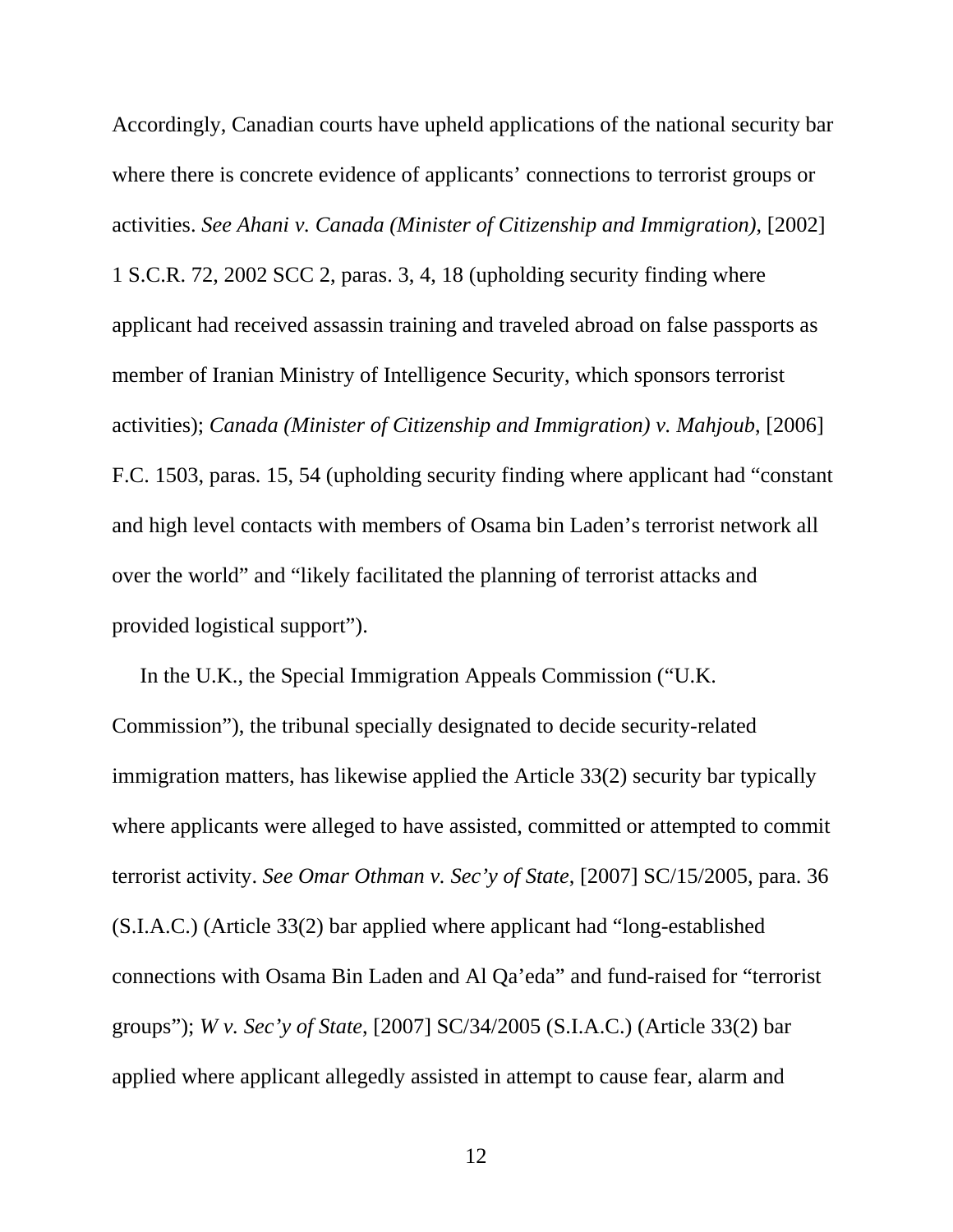Accordingly, Canadian courts have upheld applications of the national security bar where there is concrete evidence of applicants' connections to terrorist groups or activities. *See Ahani v. Canada (Minister of Citizenship and Immigration)*, [2002] 1 S.C.R. 72, 2002 SCC 2, paras. 3, 4, 18 (upholding security finding where applicant had received assassin training and traveled abroad on false passports as member of Iranian Ministry of Intelligence Security, which sponsors terrorist activities); *Canada (Minister of Citizenship and Immigration) v. Mahjoub*, [2006] F.C. 1503, paras. 15, 54 (upholding security finding where applicant had "constant and high level contacts with members of Osama bin Laden's terrorist network all over the world" and "likely facilitated the planning of terrorist attacks and provided logistical support").

In the U.K., the Special Immigration Appeals Commission ("U.K. Commission"), the tribunal specially designated to decide security-related immigration matters, has likewise applied the Article 33(2) security bar typically where applicants were alleged to have assisted, committed or attempted to commit terrorist activity. *See Omar Othman v. Sec'y of State*, [2007] SC/15/2005, para. 36 (S.I.A.C.) (Article 33(2) bar applied where applicant had "long-established connections with Osama Bin Laden and Al Qa'eda" and fund-raised for "terrorist groups"); *W v. Sec'y of State*, [2007] SC/34/2005 (S.I.A.C.) (Article 33(2) bar applied where applicant allegedly assisted in attempt to cause fear, alarm and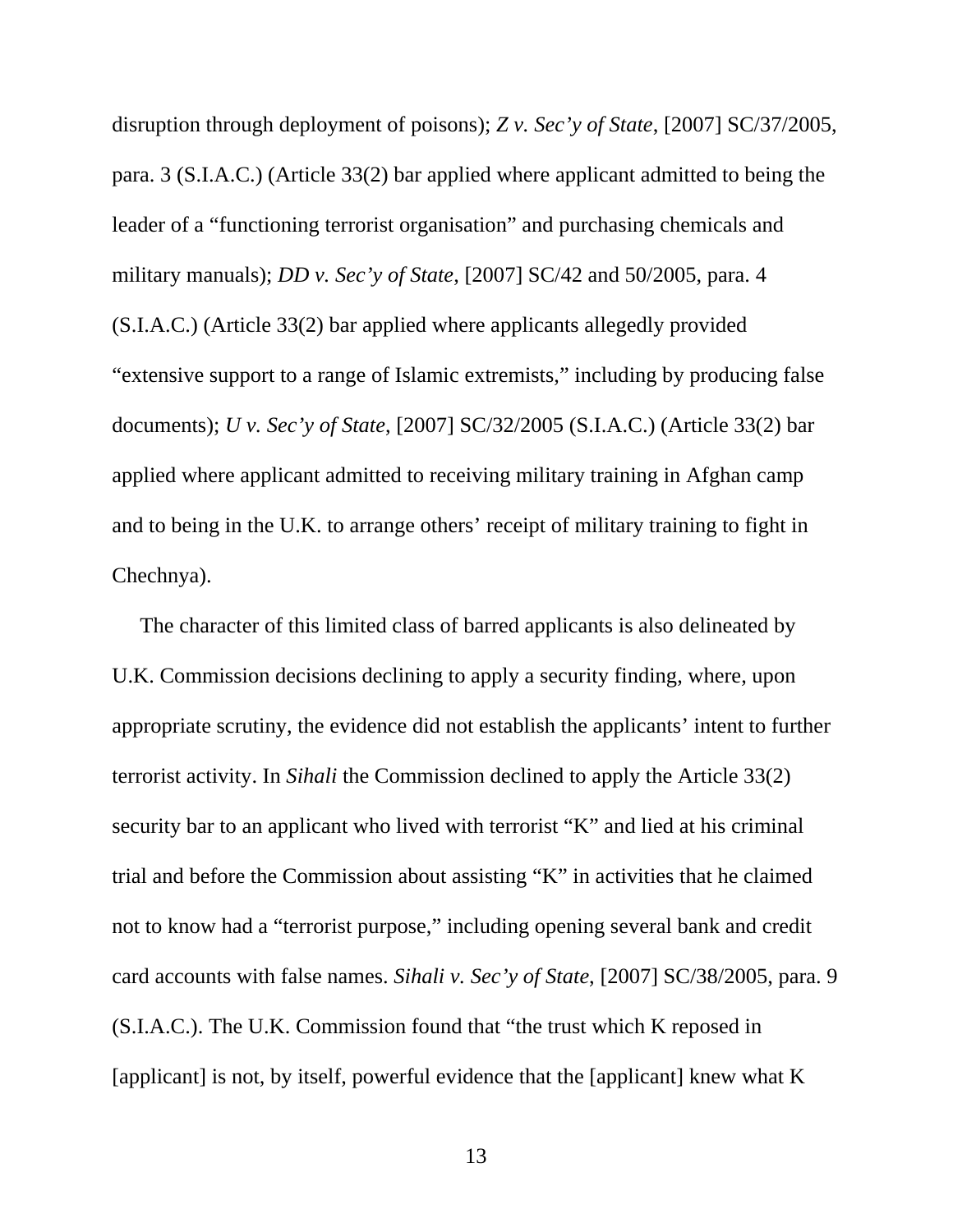disruption through deployment of poisons); *Z v. Sec'y of State*, [2007] SC/37/2005, para. 3 (S.I.A.C.) (Article 33(2) bar applied where applicant admitted to being the leader of a "functioning terrorist organisation" and purchasing chemicals and military manuals); *DD v. Sec'y of State*, [2007] SC/42 and 50/2005, para. 4 (S.I.A.C.) (Article 33(2) bar applied where applicants allegedly provided "extensive support to a range of Islamic extremists," including by producing false documents); *U v. Sec'y of State*, [2007] SC/32/2005 (S.I.A.C.) (Article 33(2) bar applied where applicant admitted to receiving military training in Afghan camp and to being in the U.K. to arrange others' receipt of military training to fight in Chechnya).

The character of this limited class of barred applicants is also delineated by U.K. Commission decisions declining to apply a security finding, where, upon appropriate scrutiny, the evidence did not establish the applicants' intent to further terrorist activity. In *Sihali* the Commission declined to apply the Article 33(2) security bar to an applicant who lived with terrorist "K" and lied at his criminal trial and before the Commission about assisting "K" in activities that he claimed not to know had a "terrorist purpose," including opening several bank and credit card accounts with false names. *Sihali v. Sec'y of State*, [2007] SC/38/2005, para. 9 (S.I.A.C.). The U.K. Commission found that "the trust which K reposed in [applicant] is not, by itself, powerful evidence that the [applicant] knew what K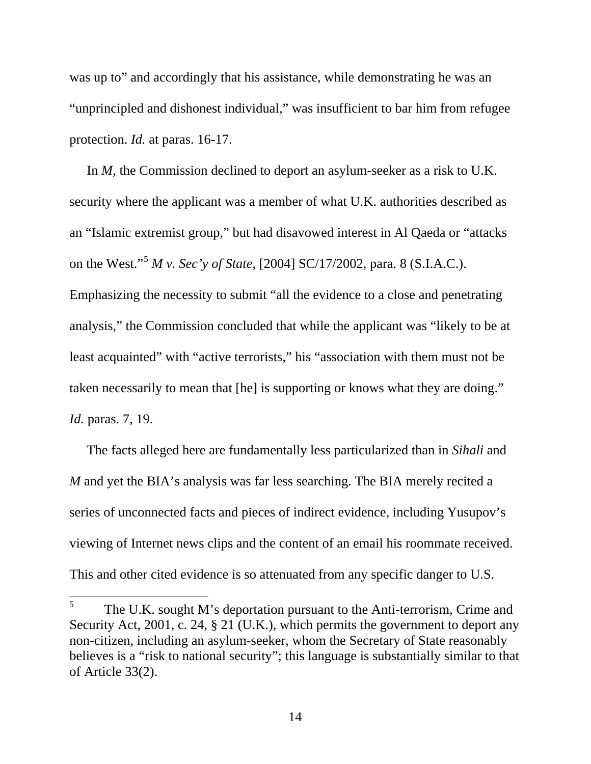was up to" and accordingly that his assistance, while demonstrating he was an "unprincipled and dishonest individual," was insufficient to bar him from refugee protection. *Id.* at paras. 16-17.

In *M*, the Commission declined to deport an asylum-seeker as a risk to U.K. security where the applicant was a member of what U.K. authorities described as an "Islamic extremist group," but had disavowed interest in Al Qaeda or "attacks on the West."[5] *M v. Sec'y of State*, [2004] SC/17/2002, para. 8 (S.I.A.C.). Emphasizing the necessity to submit "all the evidence to a close and penetrating analysis," the Commission concluded that while the applicant was "likely to be at least acquainted" with "active terrorists," his "association with them must not be taken necessarily to mean that [he] is supporting or knows what they are doing." *Id.* paras. 7, 19.

The facts alleged here are fundamentally less particularized than in *Sihali* and *M* and yet the BIA's analysis was far less searching. The BIA merely recited a series of unconnected facts and pieces of indirect evidence, including Yusupov's viewing of Internet news clips and the content of an email his roommate received. This and other cited evidence is so attenuated from any specific danger to U.S.

---

[5] The U.K. sought M's deportation pursuant to the Anti-terrorism, Crime and Security Act, 2001, c. 24, § 21 (U.K.), which permits the government to deport any non-citizen, including an asylum-seeker, whom the Secretary of State reasonably believes is a "risk to national security"; this language is substantially similar to that of Article 33(2).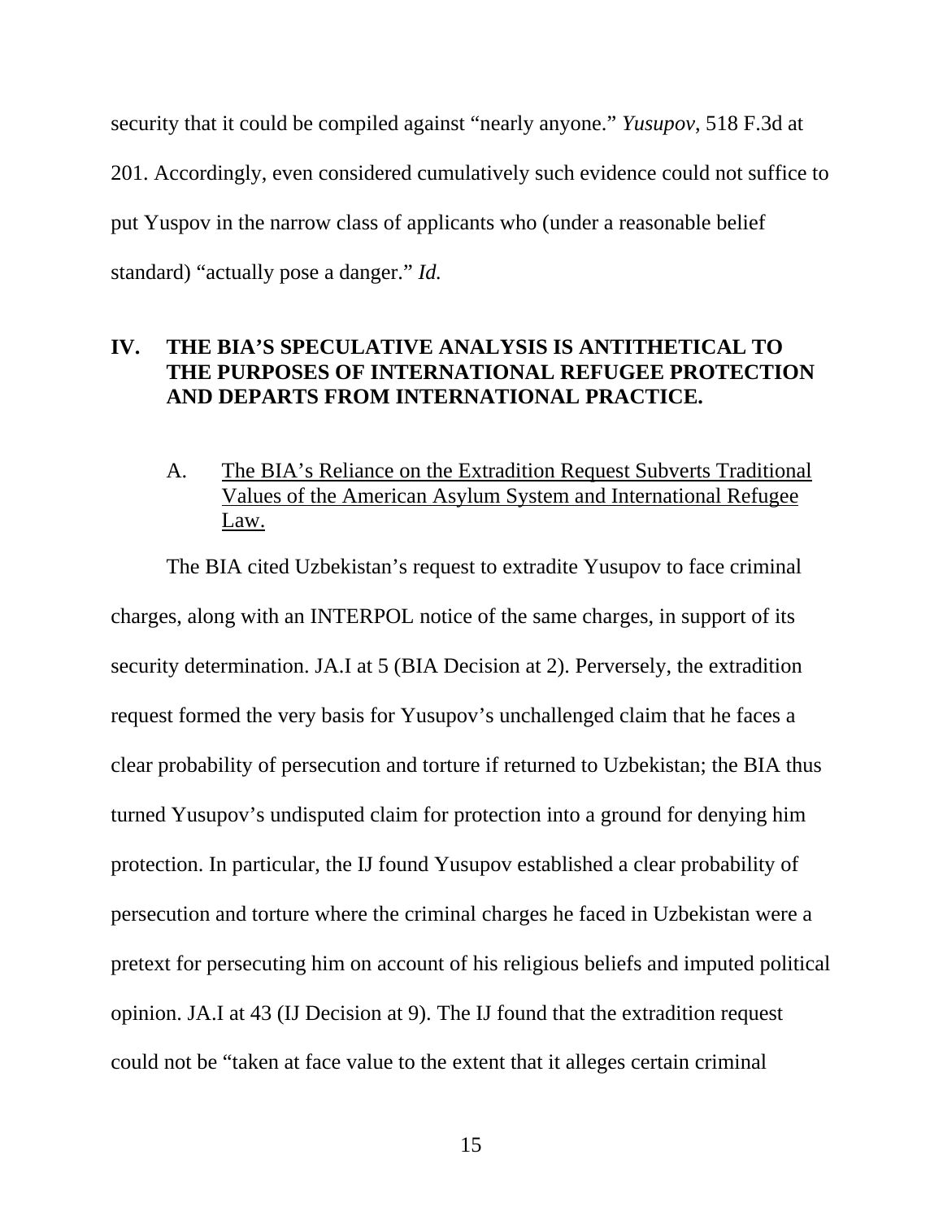security that it could be compiled against "nearly anyone." *Yusupov*, 518 F.3d at 201. Accordingly, even considered cumulatively such evidence could not suffice to put Yuspov in the narrow class of applicants who (under a reasonable belief standard) "actually pose a danger." *Id.*

## IV. THE BIA'S SPECULATIVE ANALYSIS IS ANTITHETICAL TO THE PURPOSES OF INTERNATIONAL REFUGEE PROTECTION AND DEPARTS FROM INTERNATIONAL PRACTICE.

### A. The BIA's Reliance on the Extradition Request Subverts Traditional Values of the American Asylum System and International Refugee Law.

The BIA cited Uzbekistan's request to extradite Yusupov to face criminal charges, along with an INTERPOL notice of the same charges, in support of its security determination. JA.I at 5 (BIA Decision at 2). Perversely, the extradition request formed the very basis for Yusupov's unchallenged claim that he faces a clear probability of persecution and torture if returned to Uzbekistan; the BIA thus turned Yusupov's undisputed claim for protection into a ground for denying him protection. In particular, the IJ found Yusupov established a clear probability of persecution and torture where the criminal charges he faced in Uzbekistan were a pretext for persecuting him on account of his religious beliefs and imputed political opinion. JA.I at 43 (IJ Decision at 9). The IJ found that the extradition request could not be "taken at face value to the extent that it alleges certain criminal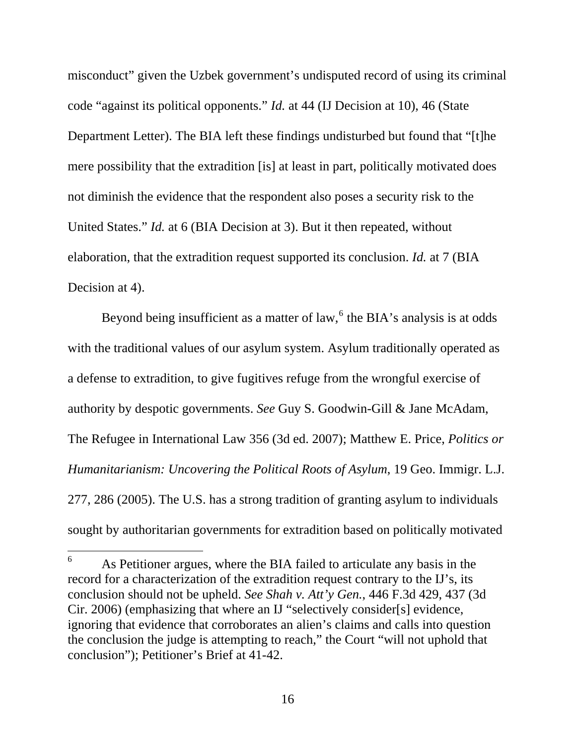misconduct" given the Uzbek government's undisputed record of using its criminal code "against its political opponents." *Id.* at 44 (IJ Decision at 10), 46 (State Department Letter). The BIA left these findings undisturbed but found that "[t]he mere possibility that the extradition [is] at least in part, politically motivated does not diminish the evidence that the respondent also poses a security risk to the United States." *Id.* at 6 (BIA Decision at 3). But it then repeated, without elaboration, that the extradition request supported its conclusion. *Id.* at 7 (BIA Decision at 4).

Beyond being insufficient as a matter of law,[6] the BIA's analysis is at odds with the traditional values of our asylum system. Asylum traditionally operated as a defense to extradition, to give fugitives refuge from the wrongful exercise of authority by despotic governments. *See* Guy S. Goodwin-Gill & Jane McAdam, The Refugee in International Law 356 (3d ed. 2007); Matthew E. Price, *Politics or Humanitarianism: Uncovering the Political Roots of Asylum*, 19 Geo. Immigr. L.J. 277, 286 (2005). The U.S. has a strong tradition of granting asylum to individuals sought by authoritarian governments for extradition based on politically motivated

[6] As Petitioner argues, where the BIA failed to articulate any basis in the record for a characterization of the extradition request contrary to the IJ's, its conclusion should not be upheld. *See Shah v. Att'y Gen.*, 446 F.3d 429, 437 (3d Cir. 2006) (emphasizing that where an IJ "selectively consider[s] evidence, ignoring that evidence that corroborates an alien's claims and calls into question the conclusion the judge is attempting to reach," the Court "will not uphold that conclusion"); Petitioner's Brief at 41-42.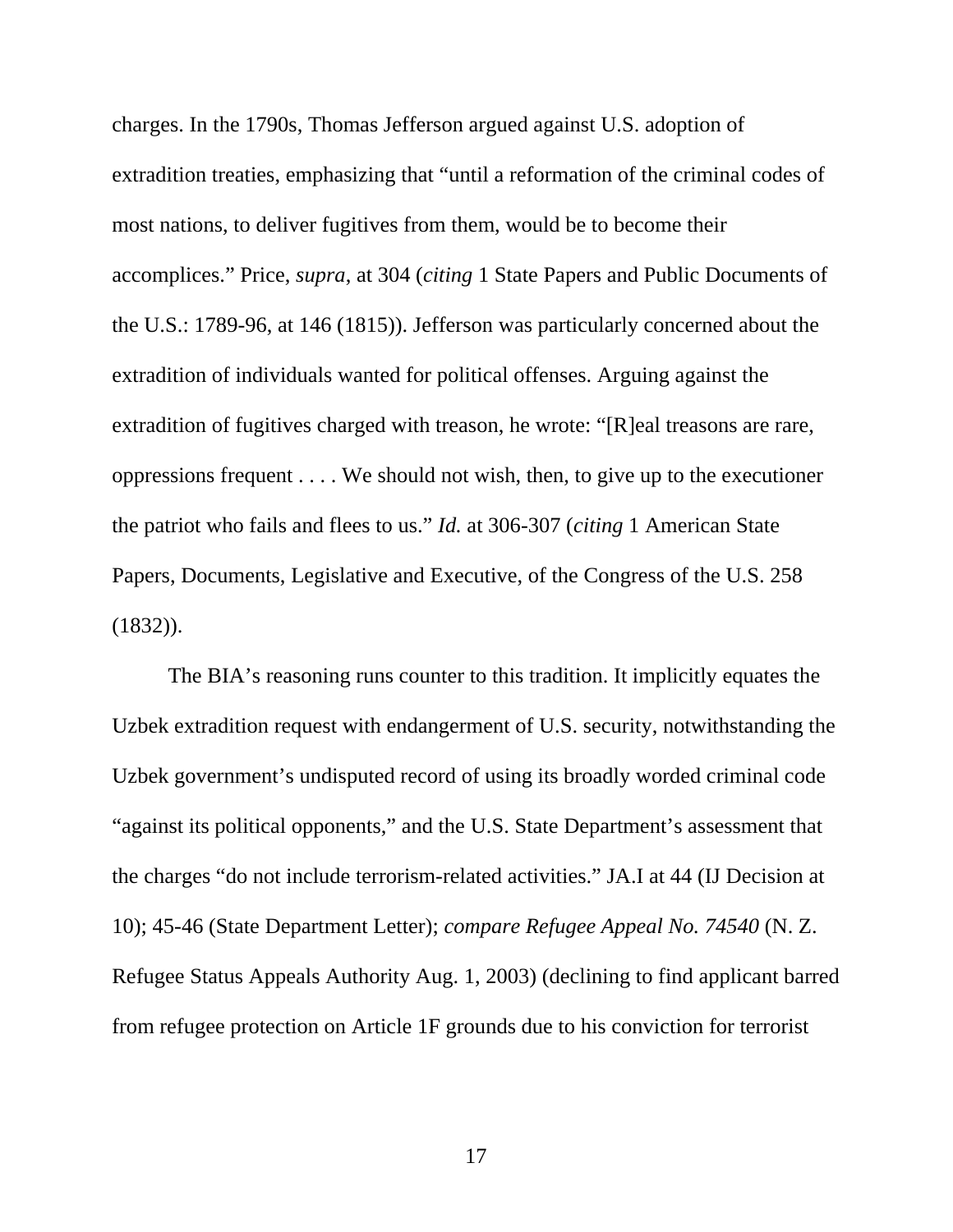charges. In the 1790s, Thomas Jefferson argued against U.S. adoption of extradition treaties, emphasizing that "until a reformation of the criminal codes of most nations, to deliver fugitives from them, would be to become their accomplices." Price, *supra*, at 304 (*citing* 1 State Papers and Public Documents of the U.S.: 1789-96, at 146 (1815)). Jefferson was particularly concerned about the extradition of individuals wanted for political offenses. Arguing against the extradition of fugitives charged with treason, he wrote: "[R]eal treasons are rare, oppressions frequent . . . . We should not wish, then, to give up to the executioner the patriot who fails and flees to us." *Id.* at 306-307 (*citing* 1 American State Papers, Documents, Legislative and Executive, of the Congress of the U.S. 258 (1832)).

The BIA's reasoning runs counter to this tradition. It implicitly equates the Uzbek extradition request with endangerment of U.S. security, notwithstanding the Uzbek government's undisputed record of using its broadly worded criminal code "against its political opponents," and the U.S. State Department's assessment that the charges "do not include terrorism-related activities." JA.I at 44 (IJ Decision at 10); 45-46 (State Department Letter); *compare Refugee Appeal No. 74540* (N. Z. Refugee Status Appeals Authority Aug. 1, 2003) (declining to find applicant barred from refugee protection on Article 1F grounds due to his conviction for terrorist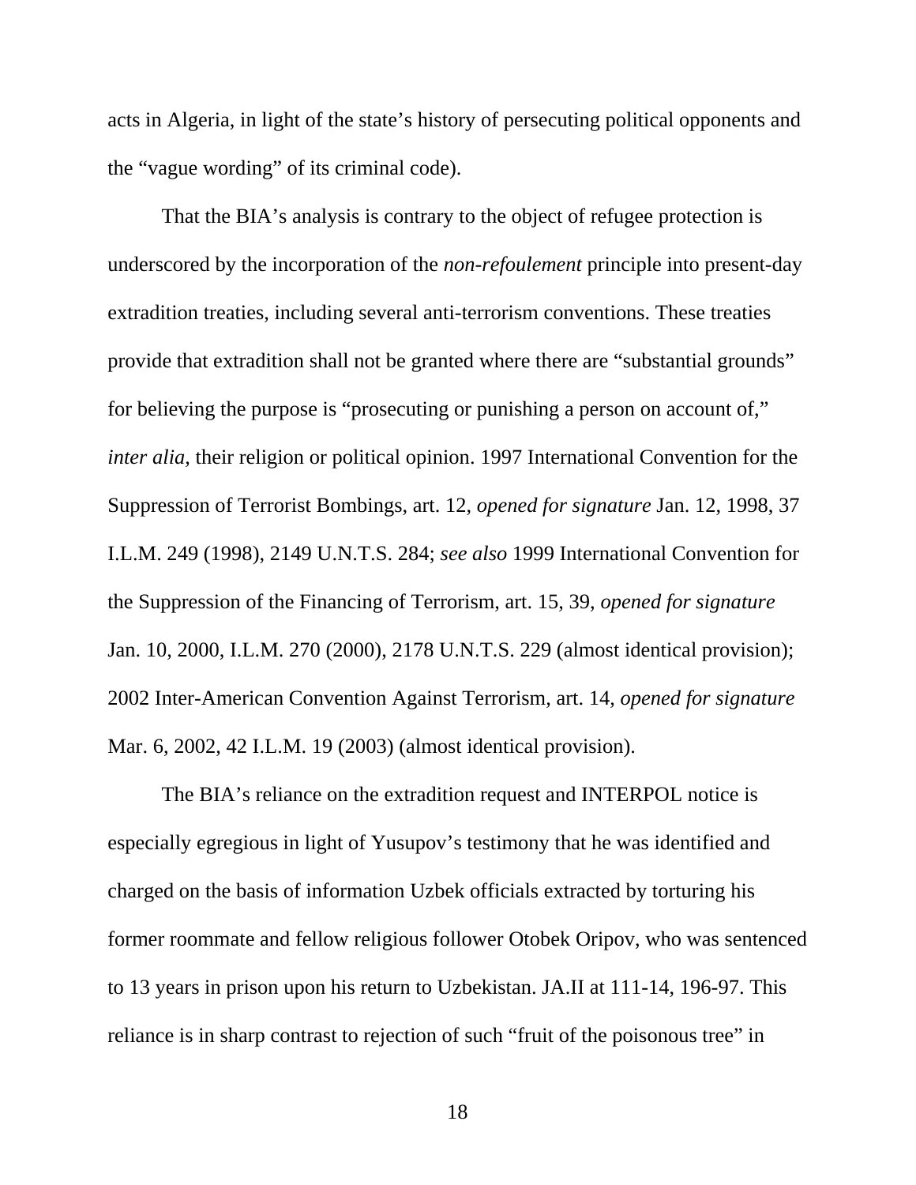acts in Algeria, in light of the state's history of persecuting political opponents and the "vague wording" of its criminal code).

That the BIA's analysis is contrary to the object of refugee protection is underscored by the incorporation of the *non-refoulement* principle into present-day extradition treaties, including several anti-terrorism conventions. These treaties provide that extradition shall not be granted where there are "substantial grounds" for believing the purpose is "prosecuting or punishing a person on account of," *inter alia*, their religion or political opinion. 1997 International Convention for the Suppression of Terrorist Bombings, art. 12, *opened for signature* Jan. 12, 1998, 37 I.L.M. 249 (1998), 2149 U.N.T.S. 284; *see also* 1999 International Convention for the Suppression of the Financing of Terrorism, art. 15, 39, *opened for signature* Jan. 10, 2000, I.L.M. 270 (2000), 2178 U.N.T.S. 229 (almost identical provision); 2002 Inter-American Convention Against Terrorism, art. 14, *opened for signature* Mar. 6, 2002, 42 I.L.M. 19 (2003) (almost identical provision).

The BIA's reliance on the extradition request and INTERPOL notice is especially egregious in light of Yusupov's testimony that he was identified and charged on the basis of information Uzbek officials extracted by torturing his former roommate and fellow religious follower Otobek Oripov, who was sentenced to 13 years in prison upon his return to Uzbekistan. JA.II at 111-14, 196-97. This reliance is in sharp contrast to rejection of such "fruit of the poisonous tree" in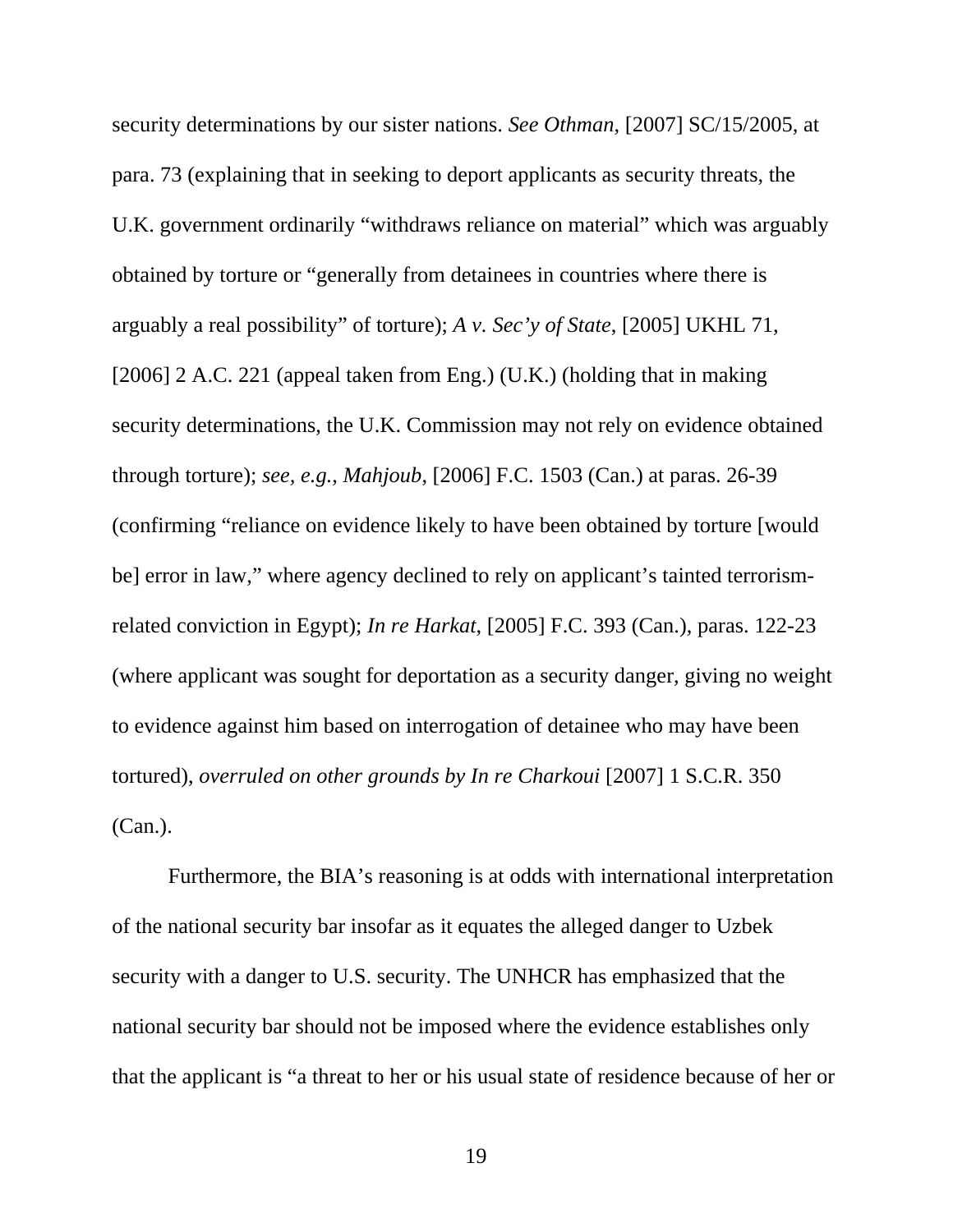security determinations by our sister nations. *See Othman*, [2007] SC/15/2005, at para. 73 (explaining that in seeking to deport applicants as security threats, the U.K. government ordinarily "withdraws reliance on material" which was arguably obtained by torture or "generally from detainees in countries where there is arguably a real possibility" of torture); *A v. Sec'y of State*, [2005] UKHL 71, [2006] 2 A.C. 221 (appeal taken from Eng.) (U.K.) (holding that in making security determinations, the U.K. Commission may not rely on evidence obtained through torture); *see, e.g.*, *Mahjoub*, [2006] F.C. 1503 (Can.) at paras. 26-39 (confirming "reliance on evidence likely to have been obtained by torture [would be] error in law," where agency declined to rely on applicant's tainted terrorism-related conviction in Egypt); *In re Harkat*, [2005] F.C. 393 (Can.), paras. 122-23 (where applicant was sought for deportation as a security danger, giving no weight to evidence against him based on interrogation of detainee who may have been tortured), *overruled on other grounds by In re Charkoui* [2007] 1 S.C.R. 350 (Can.).

Furthermore, the BIA's reasoning is at odds with international interpretation of the national security bar insofar as it equates the alleged danger to Uzbek security with a danger to U.S. security. The UNHCR has emphasized that the national security bar should not be imposed where the evidence establishes only that the applicant is "a threat to her or his usual state of residence because of her or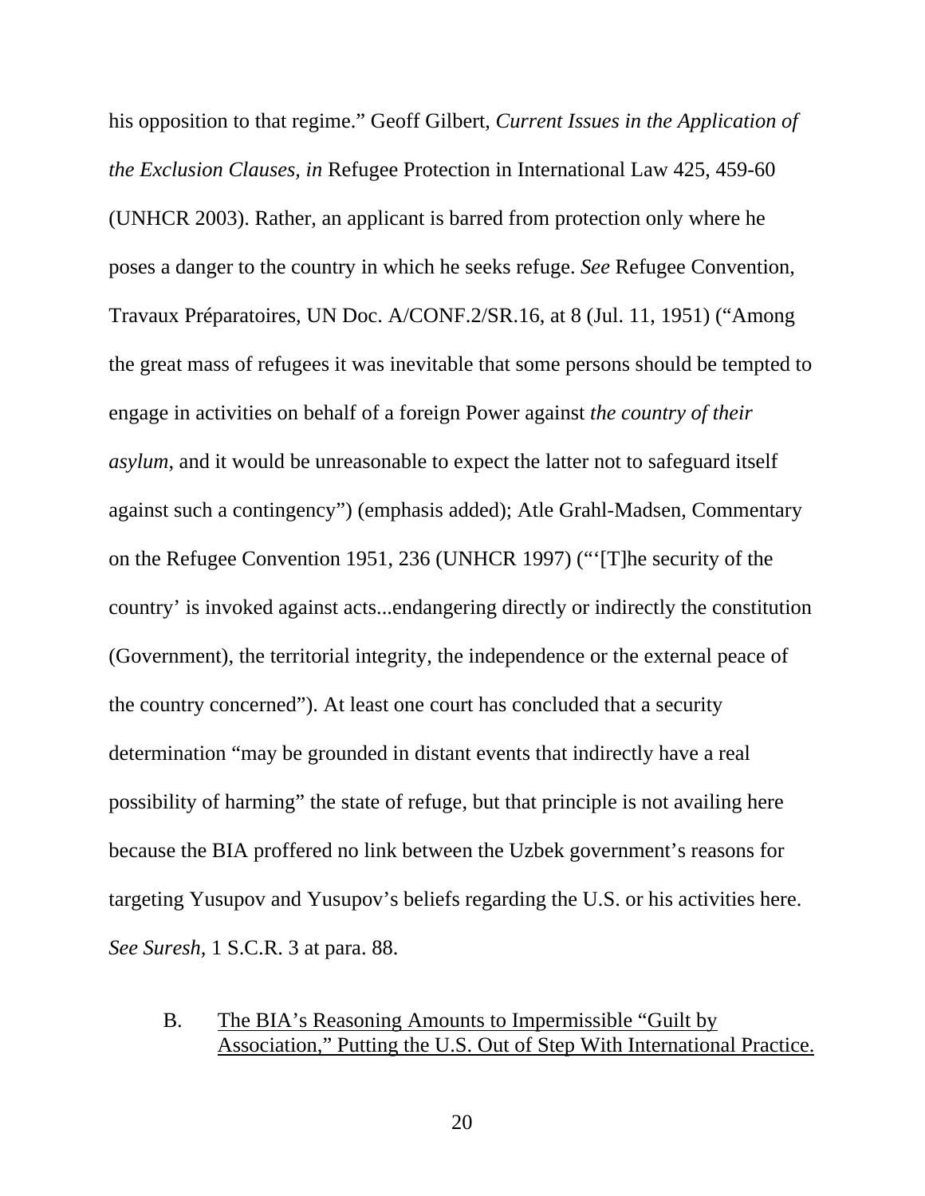his opposition to that regime." Geoff Gilbert, *Current Issues in the Application of the Exclusion Clauses, in* Refugee Protection in International Law 425, 459-60 (UNHCR 2003). Rather, an applicant is barred from protection only where he poses a danger to the country in which he seeks refuge. *See* Refugee Convention, Travaux Préparatoires, UN Doc. A/CONF.2/SR.16, at 8 (Jul. 11, 1951) ("Among the great mass of refugees it was inevitable that some persons should be tempted to engage in activities on behalf of a foreign Power against *the country of their asylum*, and it would be unreasonable to expect the latter not to safeguard itself against such a contingency") (emphasis added); Atle Grahl-Madsen, Commentary on the Refugee Convention 1951, 236 (UNHCR 1997) ("'[T]he security of the country' is invoked against acts...endangering directly or indirectly the constitution (Government), the territorial integrity, the independence or the external peace of the country concerned"). At least one court has concluded that a security determination "may be grounded in distant events that indirectly have a real possibility of harming" the state of refuge, but that principle is not availing here because the BIA proffered no link between the Uzbek government's reasons for targeting Yusupov and Yusupov's beliefs regarding the U.S. or his activities here. *See Suresh*, 1 S.C.R. 3 at para. 88.

## B. The BIA's Reasoning Amounts to Impermissible "Guilt by Association," Putting the U.S. Out of Step With International Practice.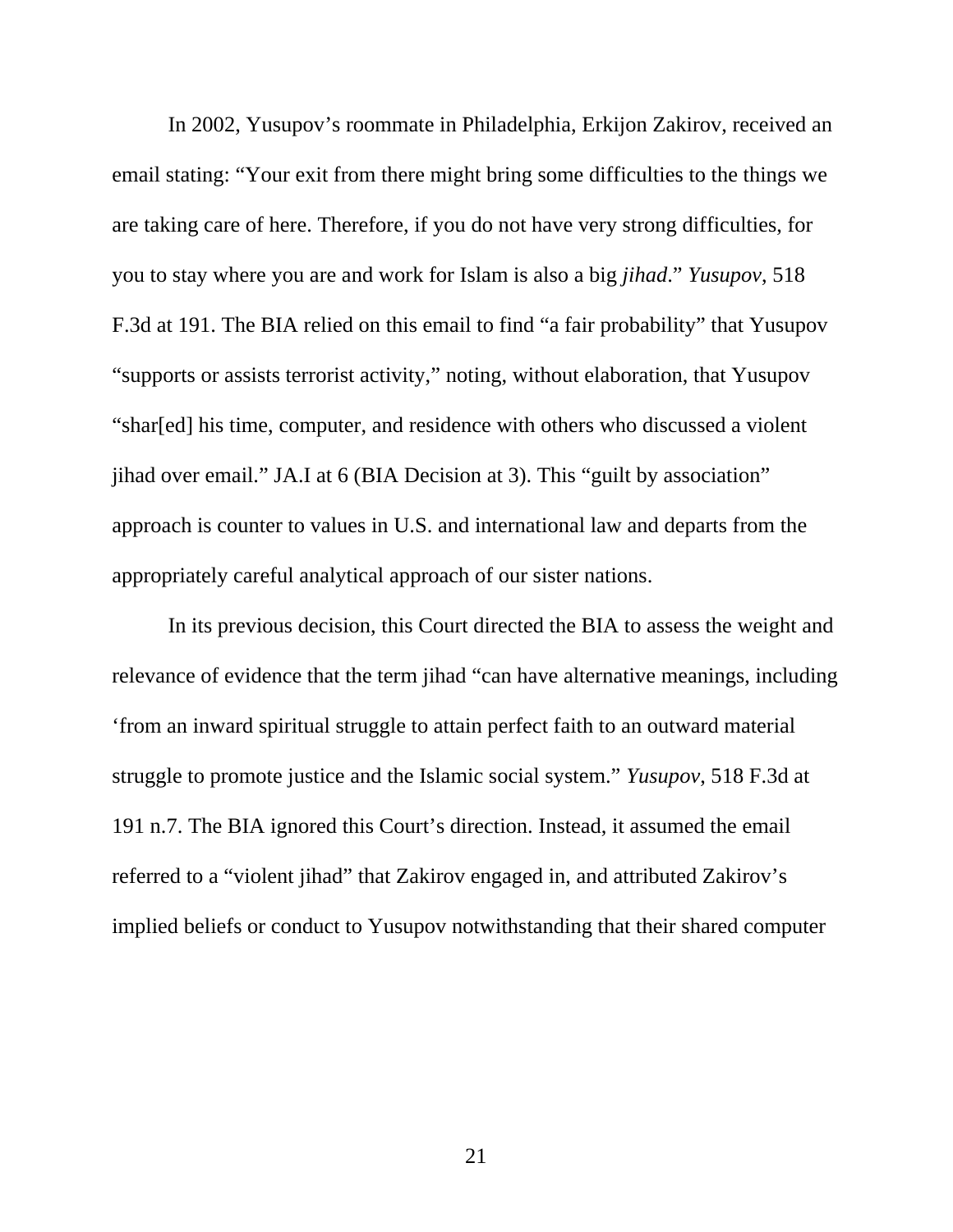In 2002, Yusupov's roommate in Philadelphia, Erkijon Zakirov, received an email stating: "Your exit from there might bring some difficulties to the things we are taking care of here. Therefore, if you do not have very strong difficulties, for you to stay where you are and work for Islam is also a big *jihad*." *Yusupov*, 518 F.3d at 191. The BIA relied on this email to find "a fair probability" that Yusupov "supports or assists terrorist activity," noting, without elaboration, that Yusupov "shar[ed] his time, computer, and residence with others who discussed a violent jihad over email." JA.I at 6 (BIA Decision at 3). This "guilt by association" approach is counter to values in U.S. and international law and departs from the appropriately careful analytical approach of our sister nations.

In its previous decision, this Court directed the BIA to assess the weight and relevance of evidence that the term jihad "can have alternative meanings, including 'from an inward spiritual struggle to attain perfect faith to an outward material struggle to promote justice and the Islamic social system." *Yusupov*, 518 F.3d at 191 n.7. The BIA ignored this Court's direction. Instead, it assumed the email referred to a "violent jihad" that Zakirov engaged in, and attributed Zakirov's implied beliefs or conduct to Yusupov notwithstanding that their shared computer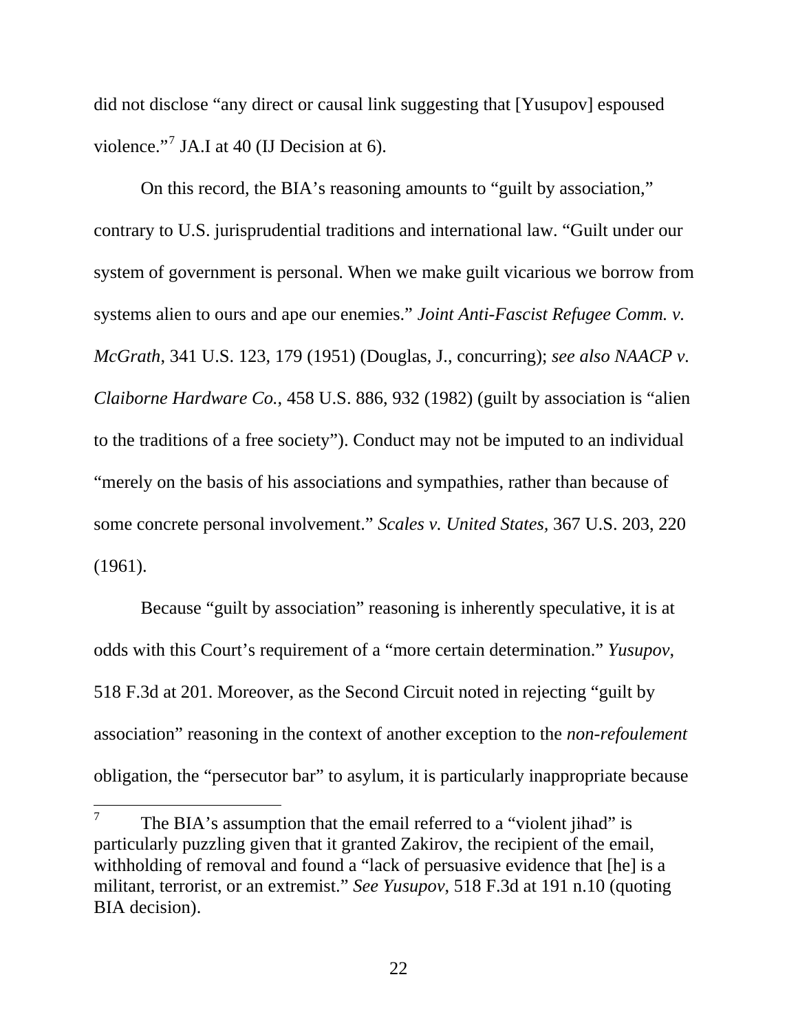did not disclose "any direct or causal link suggesting that [Yusupov] espoused violence."[7] JA.I at 40 (IJ Decision at 6).

On this record, the BIA's reasoning amounts to "guilt by association," contrary to U.S. jurisprudential traditions and international law. "Guilt under our system of government is personal. When we make guilt vicarious we borrow from systems alien to ours and ape our enemies." *Joint Anti-Fascist Refugee Comm. v. McGrath*, 341 U.S. 123, 179 (1951) (Douglas, J., concurring); *see also NAACP v. Claiborne Hardware Co.*, 458 U.S. 886, 932 (1982) (guilt by association is "alien to the traditions of a free society"). Conduct may not be imputed to an individual "merely on the basis of his associations and sympathies, rather than because of some concrete personal involvement." *Scales v. United States,* 367 U.S. 203, 220 (1961).

Because "guilt by association" reasoning is inherently speculative, it is at odds with this Court's requirement of a "more certain determination." *Yusupov*, 518 F.3d at 201. Moreover, as the Second Circuit noted in rejecting "guilt by association" reasoning in the context of another exception to the *non-refoulement* obligation, the "persecutor bar" to asylum, it is particularly inappropriate because

---

[7] The BIA's assumption that the email referred to a "violent jihad" is particularly puzzling given that it granted Zakirov, the recipient of the email, withholding of removal and found a "lack of persuasive evidence that [he] is a militant, terrorist, or an extremist." *See Yusupov,* 518 F.3d at 191 n.10 (quoting BIA decision).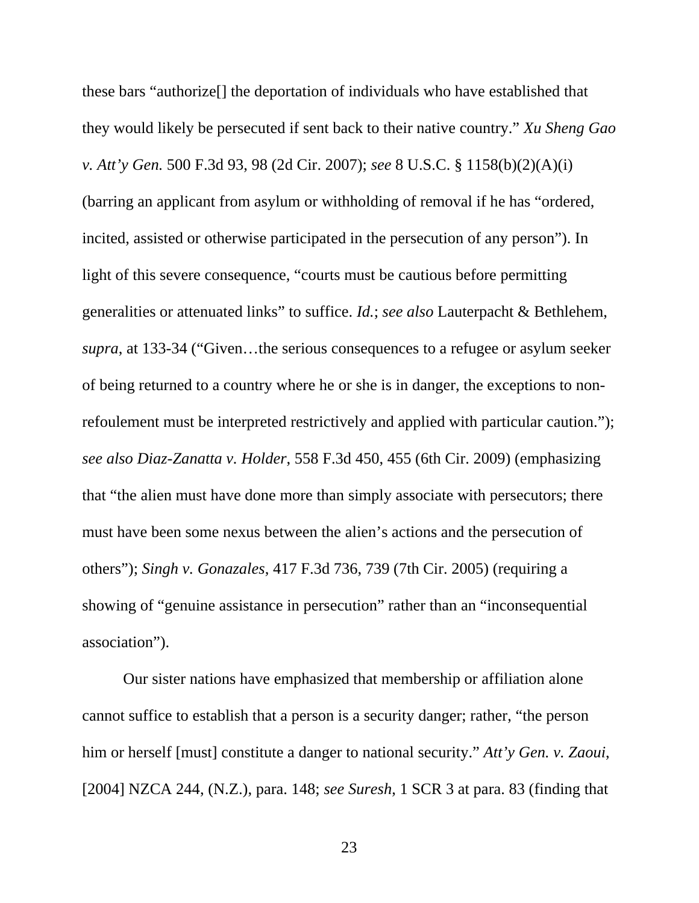these bars "authorize[] the deportation of individuals who have established that they would likely be persecuted if sent back to their native country." *Xu Sheng Gao v. Att'y Gen.* 500 F.3d 93, 98 (2d Cir. 2007); *see* 8 U.S.C. § 1158(b)(2)(A)(i) (barring an applicant from asylum or withholding of removal if he has "ordered, incited, assisted or otherwise participated in the persecution of any person"). In light of this severe consequence, "courts must be cautious before permitting generalities or attenuated links" to suffice. *Id.*; *see also* Lauterpacht & Bethlehem, *supra*, at 133-34 ("Given…the serious consequences to a refugee or asylum seeker of being returned to a country where he or she is in danger, the exceptions to non-refoulement must be interpreted restrictively and applied with particular caution."); *see also Diaz-Zanatta v. Holder*, 558 F.3d 450, 455 (6th Cir. 2009) (emphasizing that "the alien must have done more than simply associate with persecutors; there must have been some nexus between the alien's actions and the persecution of others"); *Singh v. Gonazales*, 417 F.3d 736, 739 (7th Cir. 2005) (requiring a showing of "genuine assistance in persecution" rather than an "inconsequential association").

Our sister nations have emphasized that membership or affiliation alone cannot suffice to establish that a person is a security danger; rather, "the person him or herself [must] constitute a danger to national security." *Att'y Gen. v. Zaoui*, [2004] NZCA 244, (N.Z.), para. 148; *see Suresh*, 1 SCR 3 at para. 83 (finding that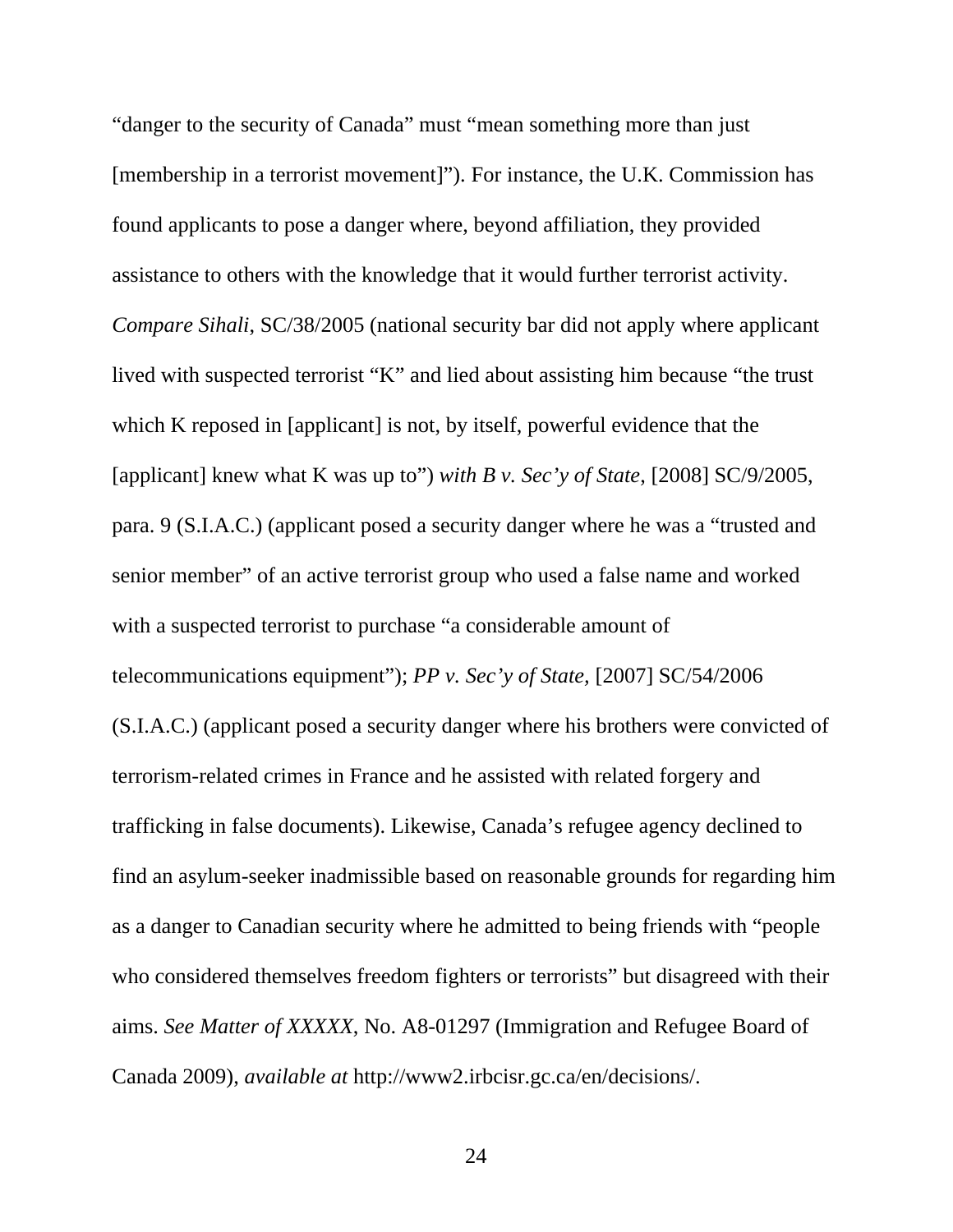"danger to the security of Canada" must "mean something more than just [membership in a terrorist movement]"). For instance, the U.K. Commission has found applicants to pose a danger where, beyond affiliation, they provided assistance to others with the knowledge that it would further terrorist activity. *Compare Sihali*, SC/38/2005 (national security bar did not apply where applicant lived with suspected terrorist "K" and lied about assisting him because "the trust which K reposed in [applicant] is not, by itself, powerful evidence that the [applicant] knew what K was up to") *with B v. Sec'y of State*, [2008] SC/9/2005, para. 9 (S.I.A.C.) (applicant posed a security danger where he was a "trusted and senior member" of an active terrorist group who used a false name and worked with a suspected terrorist to purchase "a considerable amount of telecommunications equipment"); *PP v. Sec'y of State*, [2007] SC/54/2006 (S.I.A.C.) (applicant posed a security danger where his brothers were convicted of terrorism-related crimes in France and he assisted with related forgery and trafficking in false documents). Likewise, Canada's refugee agency declined to find an asylum-seeker inadmissible based on reasonable grounds for regarding him as a danger to Canadian security where he admitted to being friends with "people who considered themselves freedom fighters or terrorists" but disagreed with their aims. *See Matter of XXXXX*, No. A8-01297 (Immigration and Refugee Board of Canada 2009), *available at* http://www2.irbcisr.gc.ca/en/decisions/.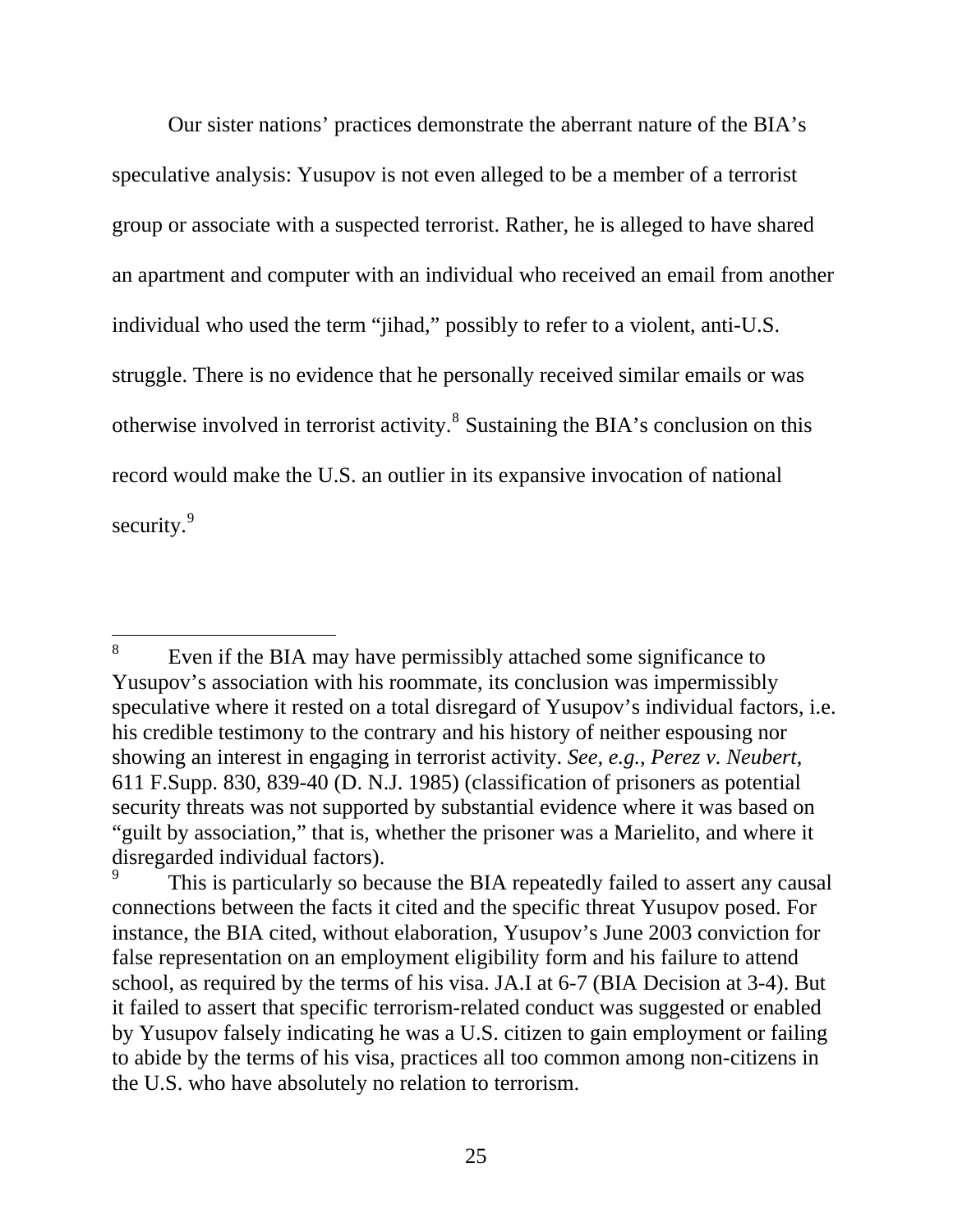Our sister nations' practices demonstrate the aberrant nature of the BIA's speculative analysis: Yusupov is not even alleged to be a member of a terrorist group or associate with a suspected terrorist. Rather, he is alleged to have shared an apartment and computer with an individual who received an email from another individual who used the term "jihad," possibly to refer to a violent, anti-U.S. struggle. There is no evidence that he personally received similar emails or was otherwise involved in terrorist activity.[8] Sustaining the BIA's conclusion on this record would make the U.S. an outlier in its expansive invocation of national security.[9]

---

[8] Even if the BIA may have permissibly attached some significance to Yusupov's association with his roommate, its conclusion was impermissibly speculative where it rested on a total disregard of Yusupov's individual factors, i.e. his credible testimony to the contrary and his history of neither espousing nor showing an interest in engaging in terrorist activity. *See, e.g., Perez v. Neubert*, 611 F.Supp. 830, 839-40 (D. N.J. 1985) (classification of prisoners as potential security threats was not supported by substantial evidence where it was based on "guilt by association," that is, whether the prisoner was a Marielito, and where it disregarded individual factors).

[9] This is particularly so because the BIA repeatedly failed to assert any causal connections between the facts it cited and the specific threat Yusupov posed. For instance, the BIA cited, without elaboration, Yusupov's June 2003 conviction for false representation on an employment eligibility form and his failure to attend school, as required by the terms of his visa. JA.I at 6-7 (BIA Decision at 3-4). But it failed to assert that specific terrorism-related conduct was suggested or enabled by Yusupov falsely indicating he was a U.S. citizen to gain employment or failing to abide by the terms of his visa, practices all too common among non-citizens in the U.S. who have absolutely no relation to terrorism.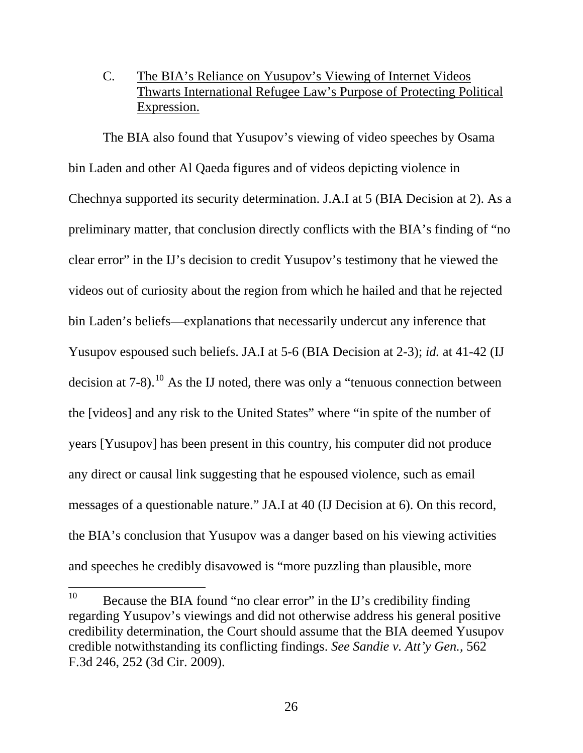C. <u>The BIA's Reliance on Yusupov's Viewing of Internet Videos Thwarts International Refugee Law's Purpose of Protecting Political Expression.</u>

The BIA also found that Yusupov's viewing of video speeches by Osama bin Laden and other Al Qaeda figures and of videos depicting violence in Chechnya supported its security determination. J.A.I at 5 (BIA Decision at 2). As a preliminary matter, that conclusion directly conflicts with the BIA's finding of "no clear error" in the IJ's decision to credit Yusupov's testimony that he viewed the videos out of curiosity about the region from which he hailed and that he rejected bin Laden's beliefs—explanations that necessarily undercut any inference that Yusupov espoused such beliefs. JA.I at 5-6 (BIA Decision at 2-3); *id.* at 41-42 (IJ decision at 7-8).[10] As the IJ noted, there was only a "tenuous connection between the [videos] and any risk to the United States" where "in spite of the number of years [Yusupov] has been present in this country, his computer did not produce any direct or causal link suggesting that he espoused violence, such as email messages of a questionable nature." JA.I at 40 (IJ Decision at 6). On this record, the BIA's conclusion that Yusupov was a danger based on his viewing activities and speeches he credibly disavowed is "more puzzling than plausible, more

[10] Because the BIA found "no clear error" in the IJ's credibility finding regarding Yusupov's viewings and did not otherwise address his general positive credibility determination, the Court should assume that the BIA deemed Yusupov credible notwithstanding its conflicting findings. *See Sandie v. Att'y Gen.*, 562 F.3d 246, 252 (3d Cir. 2009).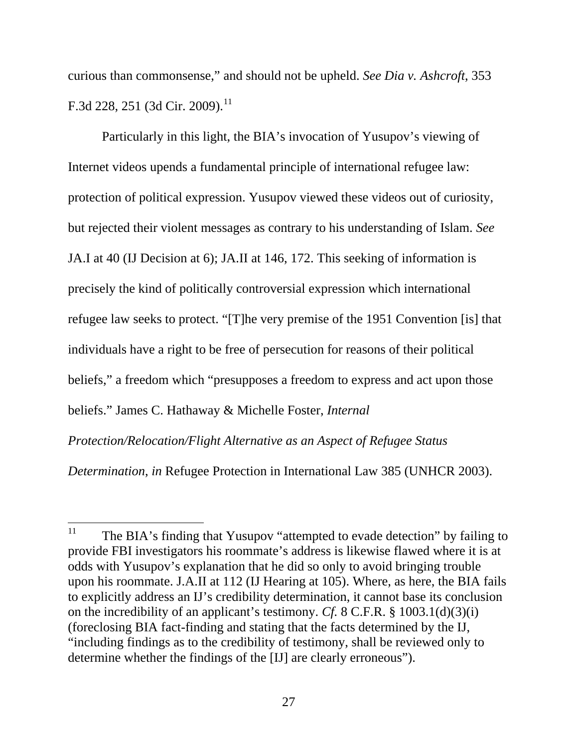curious than commonsense," and should not be upheld. *See Dia v. Ashcroft*, 353 F.3d 228, 251 (3d Cir. 2009).[11]

Particularly in this light, the BIA's invocation of Yusupov's viewing of Internet videos upends a fundamental principle of international refugee law: protection of political expression. Yusupov viewed these videos out of curiosity, but rejected their violent messages as contrary to his understanding of Islam. *See* JA.I at 40 (IJ Decision at 6); JA.II at 146, 172. This seeking of information is precisely the kind of politically controversial expression which international refugee law seeks to protect. "[T]he very premise of the 1951 Convention [is] that individuals have a right to be free of persecution for reasons of their political beliefs," a freedom which "presupposes a freedom to express and act upon those beliefs." James C. Hathaway & Michelle Foster, *Internal Protection/Relocation/Flight Alternative as an Aspect of Refugee Status Determination*, *in* Refugee Protection in International Law 385 (UNHCR 2003).

---

[11] The BIA's finding that Yusupov "attempted to evade detection" by failing to provide FBI investigators his roommate's address is likewise flawed where it is at odds with Yusupov's explanation that he did so only to avoid bringing trouble upon his roommate. J.A.II at 112 (IJ Hearing at 105). Where, as here, the BIA fails to explicitly address an IJ's credibility determination, it cannot base its conclusion on the incredibility of an applicant's testimony. *Cf.* 8 C.F.R. § 1003.1(d)(3)(i) (foreclosing BIA fact-finding and stating that the facts determined by the IJ, "including findings as to the credibility of testimony, shall be reviewed only to determine whether the findings of the [IJ] are clearly erroneous").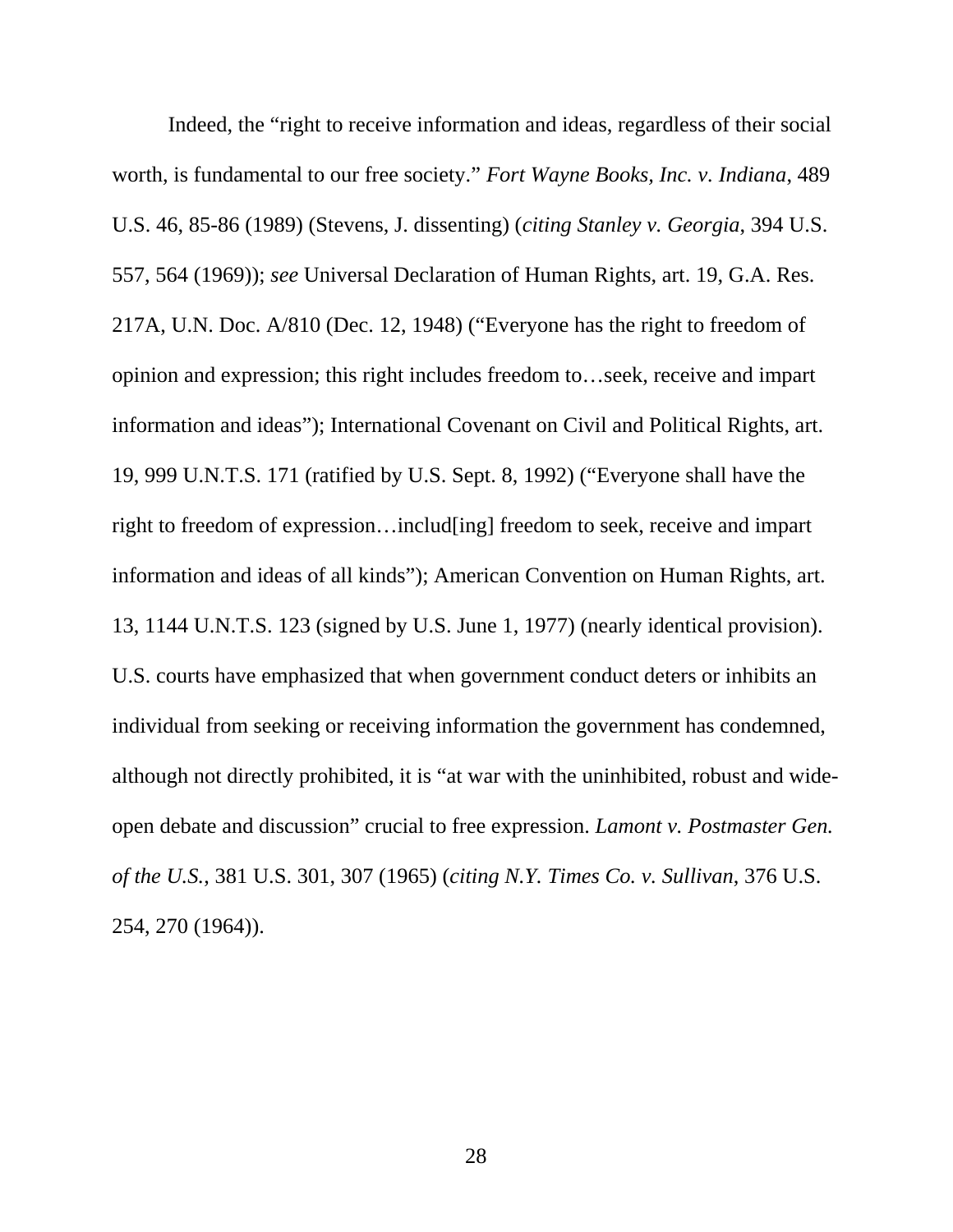Indeed, the "right to receive information and ideas, regardless of their social worth, is fundamental to our free society." *Fort Wayne Books, Inc. v. Indiana*, 489 U.S. 46, 85-86 (1989) (Stevens, J. dissenting) (*citing Stanley v. Georgia*, 394 U.S. 557, 564 (1969)); *see* Universal Declaration of Human Rights, art. 19, G.A. Res. 217A, U.N. Doc. A/810 (Dec. 12, 1948) ("Everyone has the right to freedom of opinion and expression; this right includes freedom to…seek, receive and impart information and ideas"); International Covenant on Civil and Political Rights, art. 19, 999 U.N.T.S. 171 (ratified by U.S. Sept. 8, 1992) ("Everyone shall have the right to freedom of expression…includ[ing] freedom to seek, receive and impart information and ideas of all kinds"); American Convention on Human Rights, art. 13, 1144 U.N.T.S. 123 (signed by U.S. June 1, 1977) (nearly identical provision). U.S. courts have emphasized that when government conduct deters or inhibits an individual from seeking or receiving information the government has condemned, although not directly prohibited, it is "at war with the uninhibited, robust and wide-open debate and discussion" crucial to free expression. *Lamont v. Postmaster Gen. of the U.S.*, 381 U.S. 301, 307 (1965) (*citing N.Y. Times Co. v. Sullivan*, 376 U.S. 254, 270 (1964)).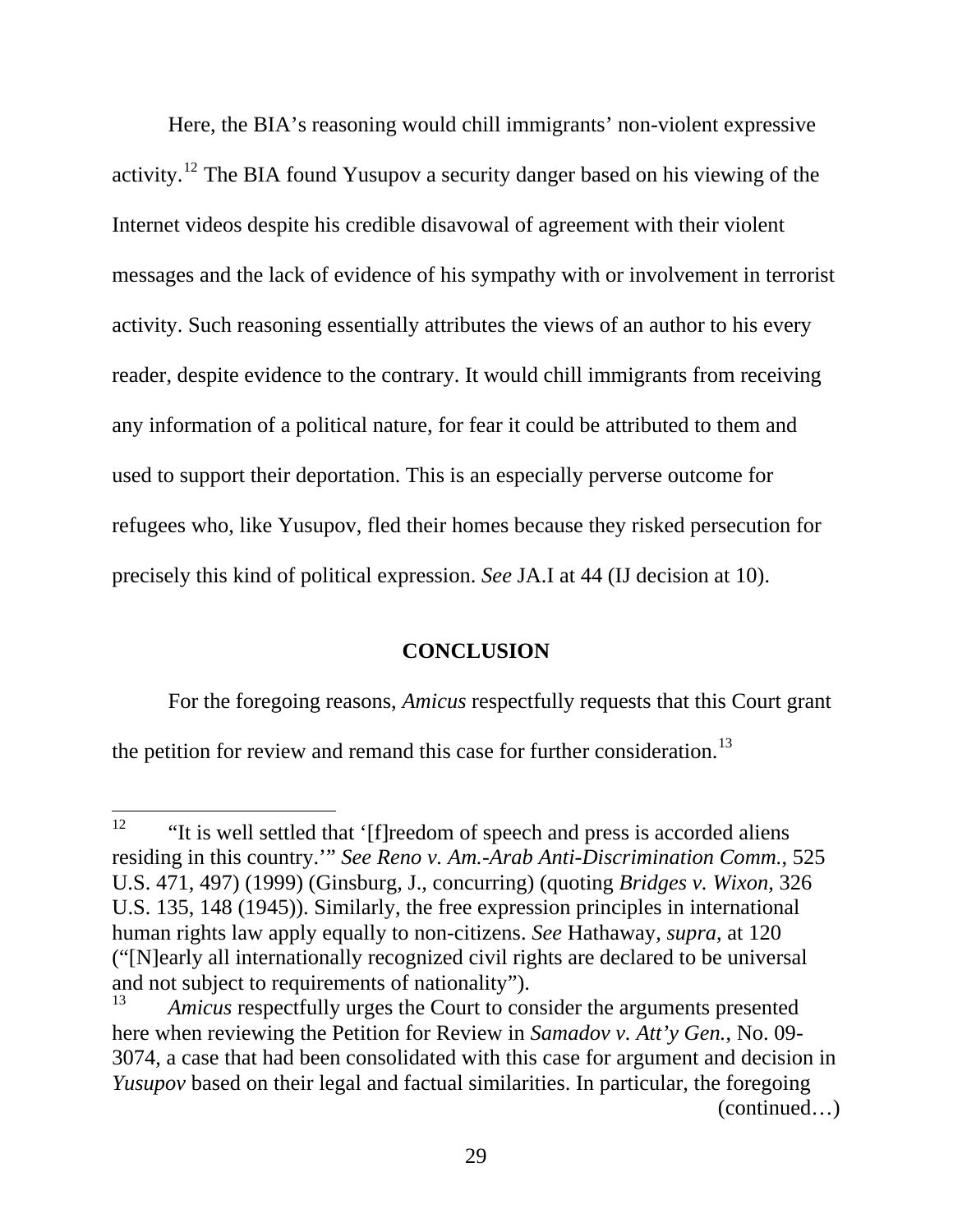Here, the BIA's reasoning would chill immigrants' non-violent expressive activity.[12] The BIA found Yusupov a security danger based on his viewing of the Internet videos despite his credible disavowal of agreement with their violent messages and the lack of evidence of his sympathy with or involvement in terrorist activity. Such reasoning essentially attributes the views of an author to his every reader, despite evidence to the contrary. It would chill immigrants from receiving any information of a political nature, for fear it could be attributed to them and used to support their deportation. This is an especially perverse outcome for refugees who, like Yusupov, fled their homes because they risked persecution for precisely this kind of political expression. *See* JA.I at 44 (IJ decision at 10).

## CONCLUSION

For the foregoing reasons, *Amicus* respectfully requests that this Court grant the petition for review and remand this case for further consideration.[13]

---

[12] "It is well settled that '[f]reedom of speech and press is accorded aliens residing in this country.'" *See Reno v. Am.-Arab Anti-Discrimination Comm.*, 525 U.S. 471, 497) (1999) (Ginsburg, J., concurring) (quoting *Bridges v. Wixon*, 326 U.S. 135, 148 (1945)). Similarly, the free expression principles in international human rights law apply equally to non-citizens. *See* Hathaway, *supra*, at 120 ("[N]early all internationally recognized civil rights are declared to be universal and not subject to requirements of nationality").

[13] *Amicus* respectfully urges the Court to consider the arguments presented here when reviewing the Petition for Review in *Samadov v. Att'y Gen.*, No. 09-3074, a case that had been consolidated with this case for argument and decision in *Yusupov* based on their legal and factual similarities. In particular, the foregoing (continued…)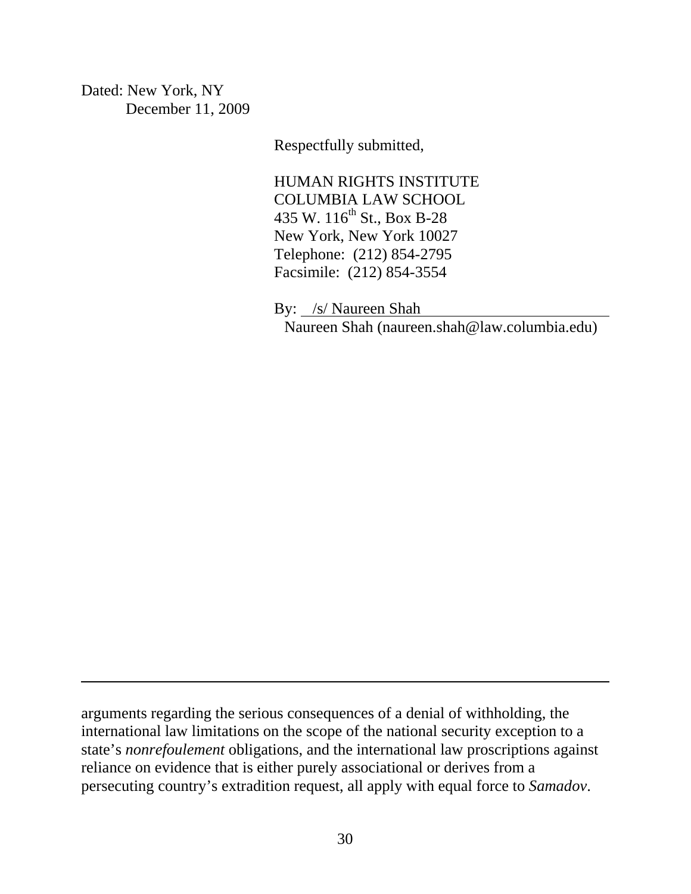Dated: New York, NY
December 11, 2009

Respectfully submitted,

HUMAN RIGHTS INSTITUTE
COLUMBIA LAW SCHOOL
435 W. 116th St., Box B-28
New York, New York 10027
Telephone: (212) 854-2795
Facsimile: (212) 854-3554

By: /s/ Naureen Shah
Naureen Shah (naureen.shah@law.columbia.edu)

---

arguments regarding the serious consequences of a denial of withholding, the international law limitations on the scope of the national security exception to a state's *nonrefoulement* obligations, and the international law proscriptions against reliance on evidence that is either purely associational or derives from a persecuting country's extradition request, all apply with equal force to *Samadov*.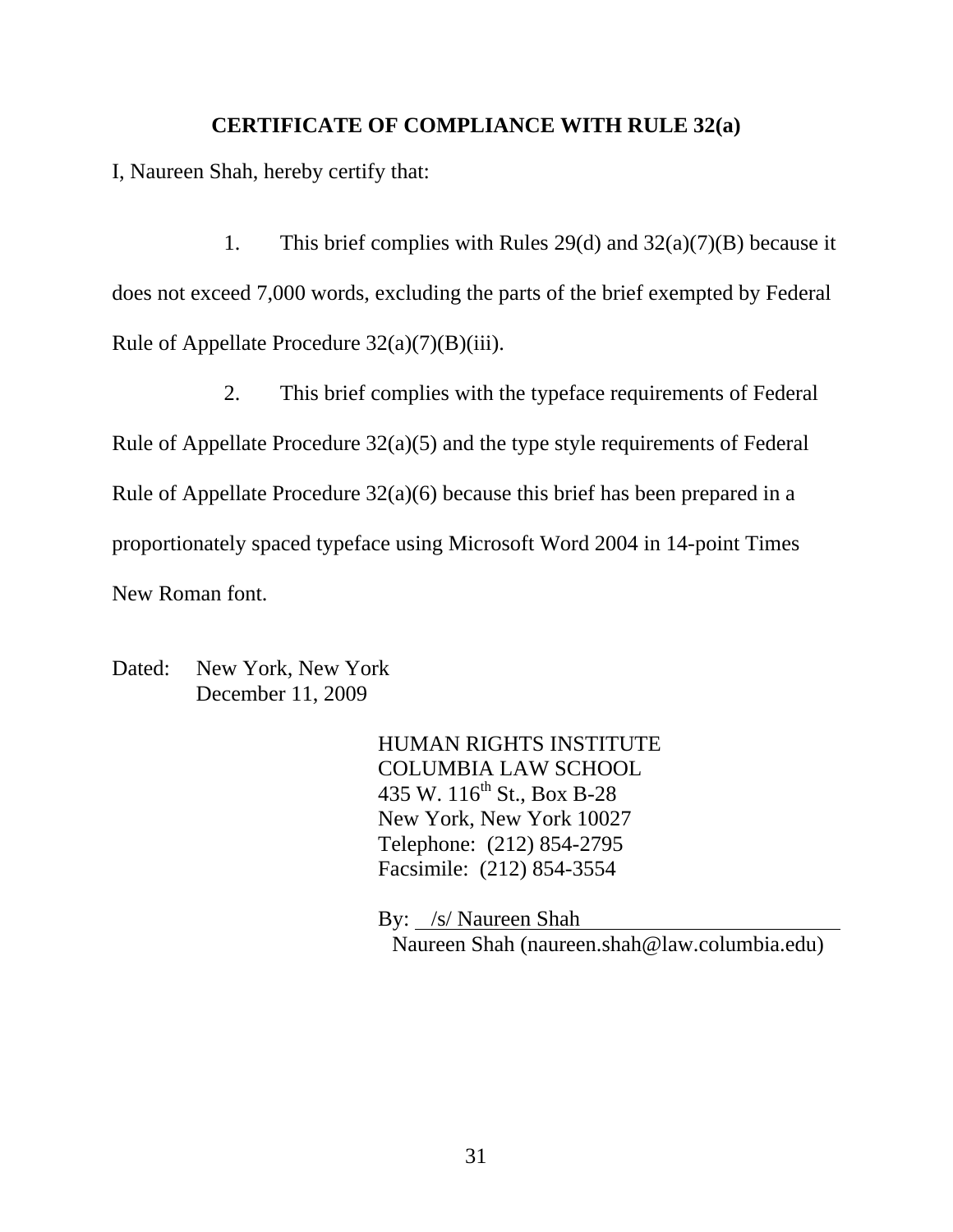## CERTIFICATE OF COMPLIANCE WITH RULE 32(a)

I, Naureen Shah, hereby certify that:

1. This brief complies with Rules 29(d) and 32(a)(7)(B) because it does not exceed 7,000 words, excluding the parts of the brief exempted by Federal Rule of Appellate Procedure 32(a)(7)(B)(iii).

2. This brief complies with the typeface requirements of Federal Rule of Appellate Procedure 32(a)(5) and the type style requirements of Federal Rule of Appellate Procedure 32(a)(6) because this brief has been prepared in a proportionately spaced typeface using Microsoft Word 2004 in 14-point Times New Roman font.

Dated: New York, New York
December 11, 2009

HUMAN RIGHTS INSTITUTE
COLUMBIA LAW SCHOOL
435 W. 116th St., Box B-28
New York, New York 10027
Telephone: (212) 854-2795
Facsimile: (212) 854-3554

By: /s/ Naureen Shah
Naureen Shah (naureen.shah@law.columbia.edu)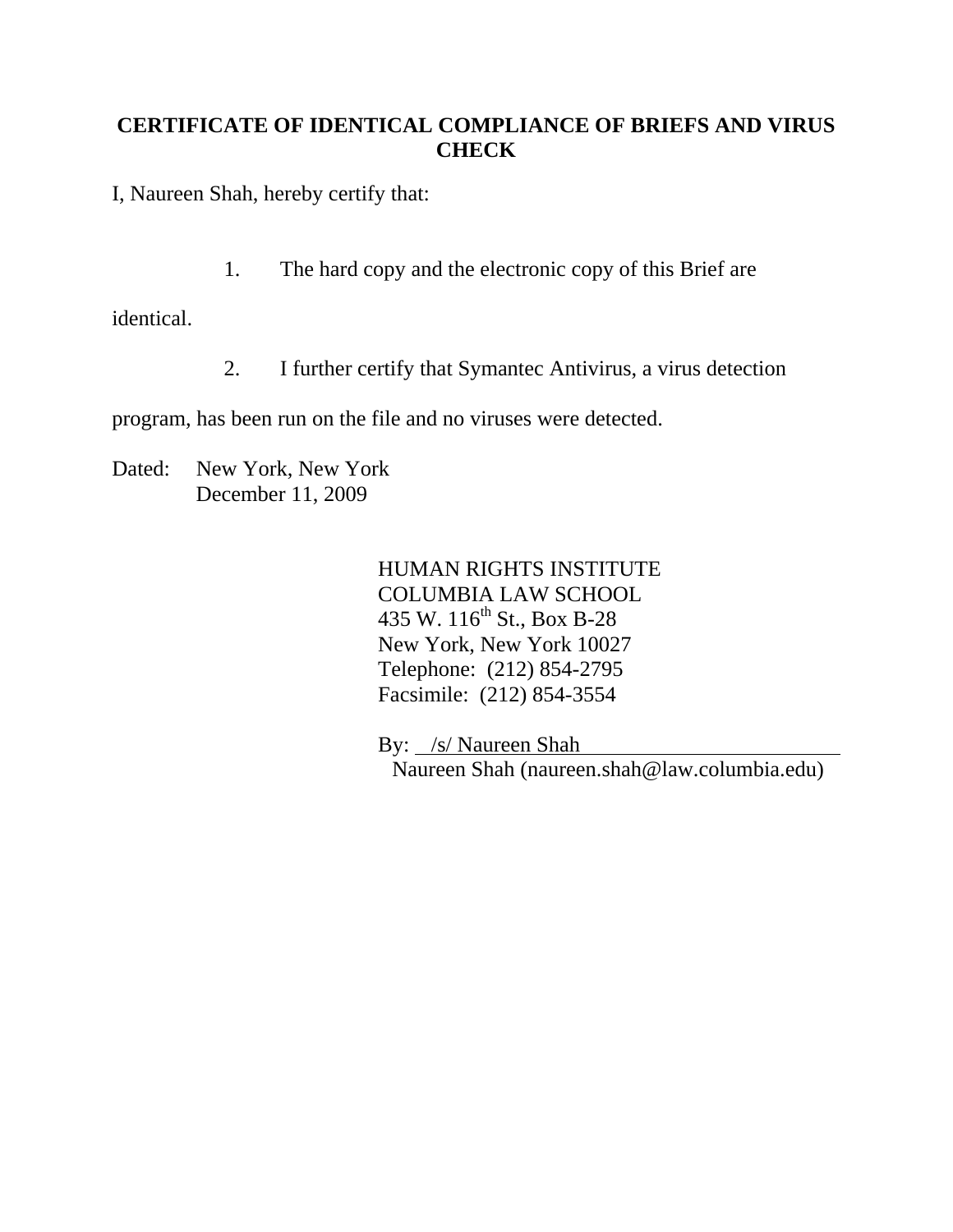## CERTIFICATE OF IDENTICAL COMPLIANCE OF BRIEFS AND VIRUS CHECK

I, Naureen Shah, hereby certify that:

1. The hard copy and the electronic copy of this Brief are identical.

2. I further certify that Symantec Antivirus, a virus detection program, has been run on the file and no viruses were detected.

Dated: New York, New York
December 11, 2009

HUMAN RIGHTS INSTITUTE
COLUMBIA LAW SCHOOL
435 W. 116th St., Box B-28
New York, New York 10027
Telephone: (212) 854-2795
Facsimile: (212) 854-3554

By: /s/ Naureen Shah
Naureen Shah (naureen.shah@law.columbia.edu)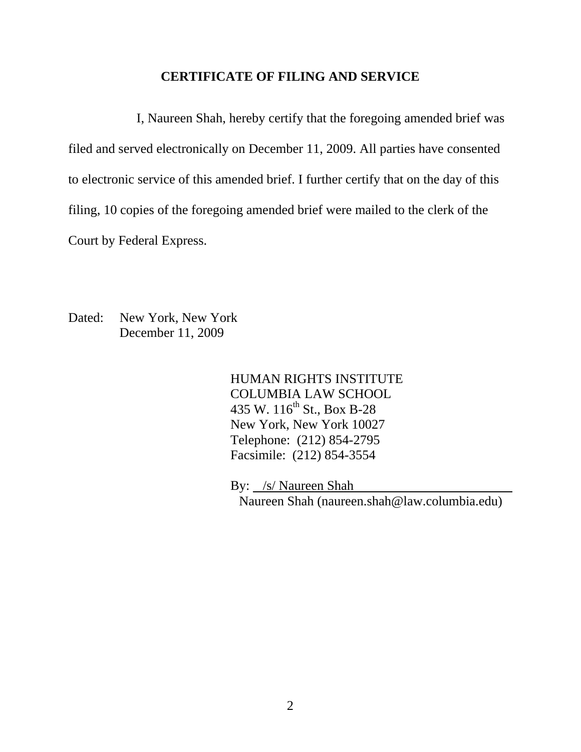## CERTIFICATE OF FILING AND SERVICE

I, Naureen Shah, hereby certify that the foregoing amended brief was filed and served electronically on December 11, 2009. All parties have consented to electronic service of this amended brief. I further certify that on the day of this filing, 10 copies of the foregoing amended brief were mailed to the clerk of the Court by Federal Express.

Dated: New York, New York
December 11, 2009

HUMAN RIGHTS INSTITUTE
COLUMBIA LAW SCHOOL
435 W. 116th St., Box B-28
New York, New York 10027
Telephone: (212) 854-2795
Facsimile: (212) 854-3554

By: /s/ Naureen Shah
Naureen Shah (naureen.shah@law.columbia.edu)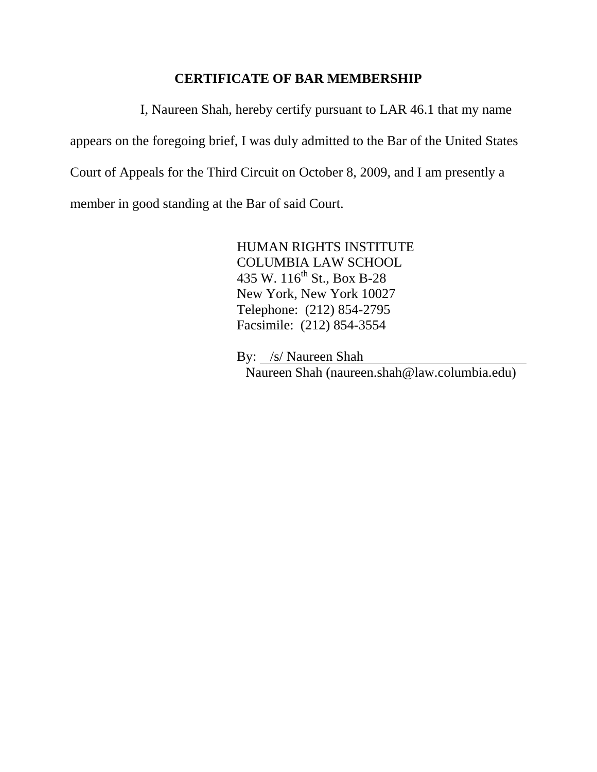## CERTIFICATE OF BAR MEMBERSHIP

I, Naureen Shah, hereby certify pursuant to LAR 46.1 that my name appears on the foregoing brief, I was duly admitted to the Bar of the United States Court of Appeals for the Third Circuit on October 8, 2009, and I am presently a member in good standing at the Bar of said Court.

HUMAN RIGHTS INSTITUTE  
COLUMBIA LAW SCHOOL  
435 W. 116th St., Box B-28  
New York, New York 10027  
Telephone: (212) 854-2795  
Facsimile: (212) 854-3554

By: /s/ Naureen Shah  
Naureen Shah (naureen.shah@law.columbia.edu)